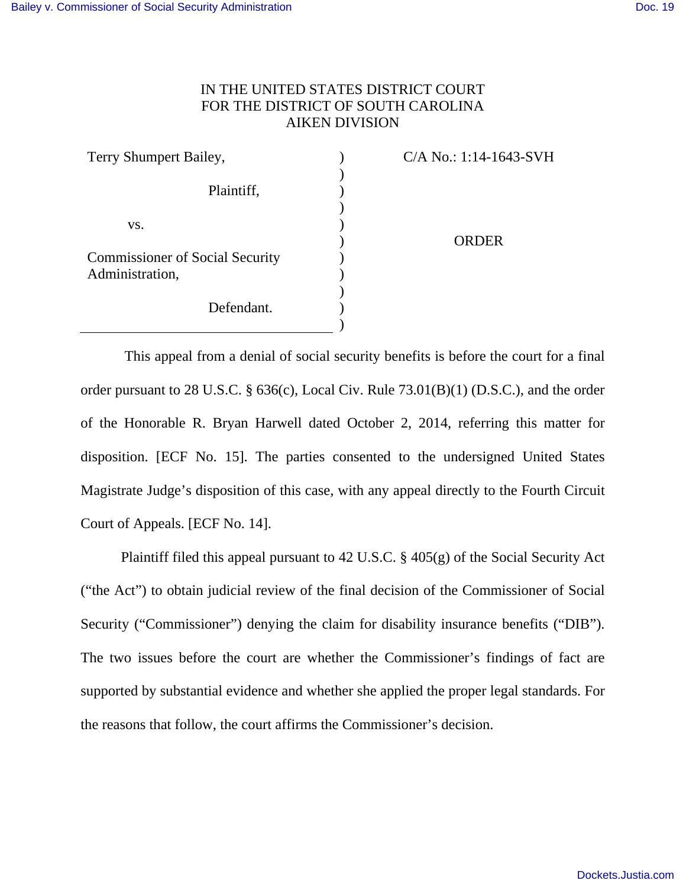IN THE UNITED STATES DISTRICT COURT
FOR THE DISTRICT OF SOUTH CAROLINA
AIKEN DIVISION

| | | |
|---|---|---|
| Terry Shumpert Bailey, | ) | C/A No.: 1:14-1643-SVH |
| | ) | |
| Plaintiff, | ) | |
| | ) | |
| vs. | ) | |
| | ) | ORDER |
| Commissioner of Social Security Administration, | ) | |
| | ) | |
| Defendant. | ) | |
| | ) | |

This appeal from a denial of social security benefits is before the court for a final order pursuant to 28 U.S.C. § 636(c), Local Civ. Rule 73.01(B)(1) (D.S.C.), and the order of the Honorable R. Bryan Harwell dated October 2, 2014, referring this matter for disposition. [ECF No. 15]. The parties consented to the undersigned United States Magistrate Judge's disposition of this case, with any appeal directly to the Fourth Circuit Court of Appeals. [ECF No. 14].

Plaintiff filed this appeal pursuant to 42 U.S.C. § 405(g) of the Social Security Act ("the Act") to obtain judicial review of the final decision of the Commissioner of Social Security ("Commissioner") denying the claim for disability insurance benefits ("DIB"). The two issues before the court are whether the Commissioner's findings of fact are supported by substantial evidence and whether she applied the proper legal standards. For the reasons that follow, the court affirms the Commissioner's decision.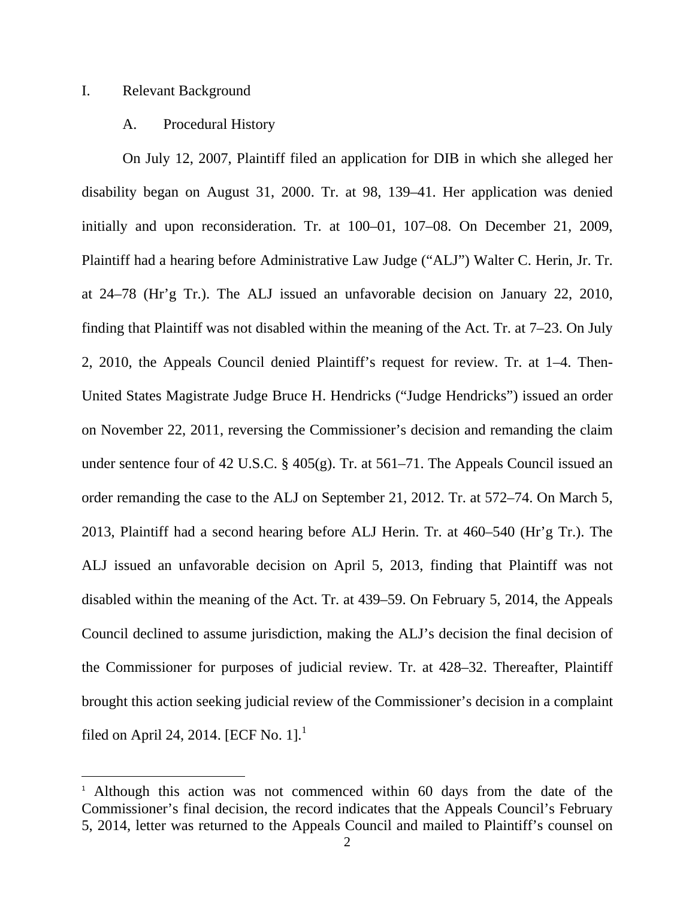I. Relevant Background

A. Procedural History

On July 12, 2007, Plaintiff filed an application for DIB in which she alleged her disability began on August 31, 2000. Tr. at 98, 139–41. Her application was denied initially and upon reconsideration. Tr. at 100–01, 107–08. On December 21, 2009, Plaintiff had a hearing before Administrative Law Judge ("ALJ") Walter C. Herin, Jr. Tr. at 24–78 (Hr'g Tr.). The ALJ issued an unfavorable decision on January 22, 2010, finding that Plaintiff was not disabled within the meaning of the Act. Tr. at 7–23. On July 2, 2010, the Appeals Council denied Plaintiff's request for review. Tr. at 1–4. Then-United States Magistrate Judge Bruce H. Hendricks ("Judge Hendricks") issued an order on November 22, 2011, reversing the Commissioner's decision and remanding the claim under sentence four of 42 U.S.C. § 405(g). Tr. at 561–71. The Appeals Council issued an order remanding the case to the ALJ on September 21, 2012. Tr. at 572–74. On March 5, 2013, Plaintiff had a second hearing before ALJ Herin. Tr. at 460–540 (Hr'g Tr.). The ALJ issued an unfavorable decision on April 5, 2013, finding that Plaintiff was not disabled within the meaning of the Act. Tr. at 439–59. On February 5, 2014, the Appeals Council declined to assume jurisdiction, making the ALJ's decision the final decision of the Commissioner for purposes of judicial review. Tr. at 428–32. Thereafter, Plaintiff brought this action seeking judicial review of the Commissioner's decision in a complaint filed on April 24, 2014. [ECF No. 1].[1]

---

[1] Although this action was not commenced within 60 days from the date of the Commissioner's final decision, the record indicates that the Appeals Council's February 5, 2014, letter was returned to the Appeals Council and mailed to Plaintiff's counsel on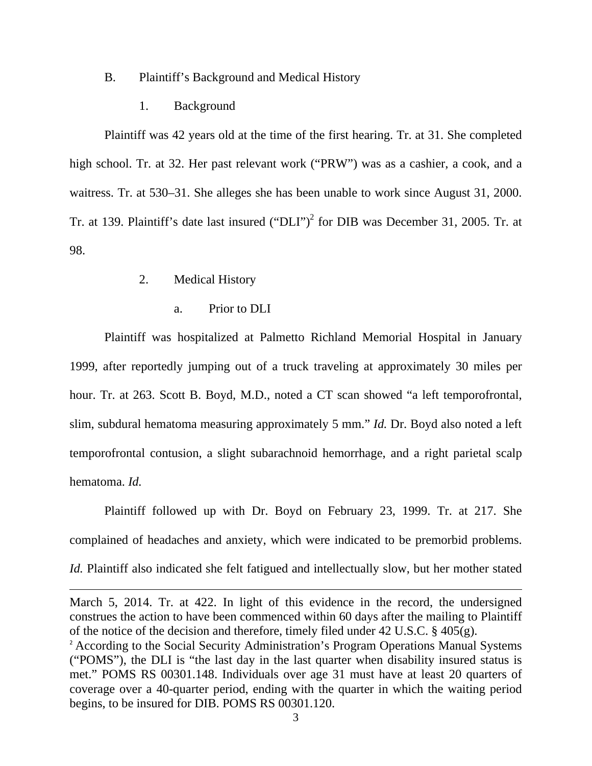B. Plaintiff's Background and Medical History

1. Background

Plaintiff was 42 years old at the time of the first hearing. Tr. at 31. She completed high school. Tr. at 32. Her past relevant work ("PRW") was as a cashier, a cook, and a waitress. Tr. at 530–31. She alleges she has been unable to work since August 31, 2000. Tr. at 139. Plaintiff's date last insured ("DLI")[2] for DIB was December 31, 2005. Tr. at 98.

2. Medical History

a. Prior to DLI

Plaintiff was hospitalized at Palmetto Richland Memorial Hospital in January 1999, after reportedly jumping out of a truck traveling at approximately 30 miles per hour. Tr. at 263. Scott B. Boyd, M.D., noted a CT scan showed "a left temporofrontal, slim, subdural hematoma measuring approximately 5 mm." *Id.* Dr. Boyd also noted a left temporofrontal contusion, a slight subarachnoid hemorrhage, and a right parietal scalp hematoma. *Id.*

Plaintiff followed up with Dr. Boyd on February 23, 1999. Tr. at 217. She complained of headaches and anxiety, which were indicated to be premorbid problems. *Id.* Plaintiff also indicated she felt fatigued and intellectually slow, but her mother stated

---

March 5, 2014. Tr. at 422. In light of this evidence in the record, the undersigned construes the action to have been commenced within 60 days after the mailing to Plaintiff of the notice of the decision and therefore, timely filed under 42 U.S.C. § 405(g).

[2] According to the Social Security Administration's Program Operations Manual Systems ("POMS"), the DLI is "the last day in the last quarter when disability insured status is met." POMS RS 00301.148. Individuals over age 31 must have at least 20 quarters of coverage over a 40-quarter period, ending with the quarter in which the waiting period begins, to be insured for DIB. POMS RS 00301.120.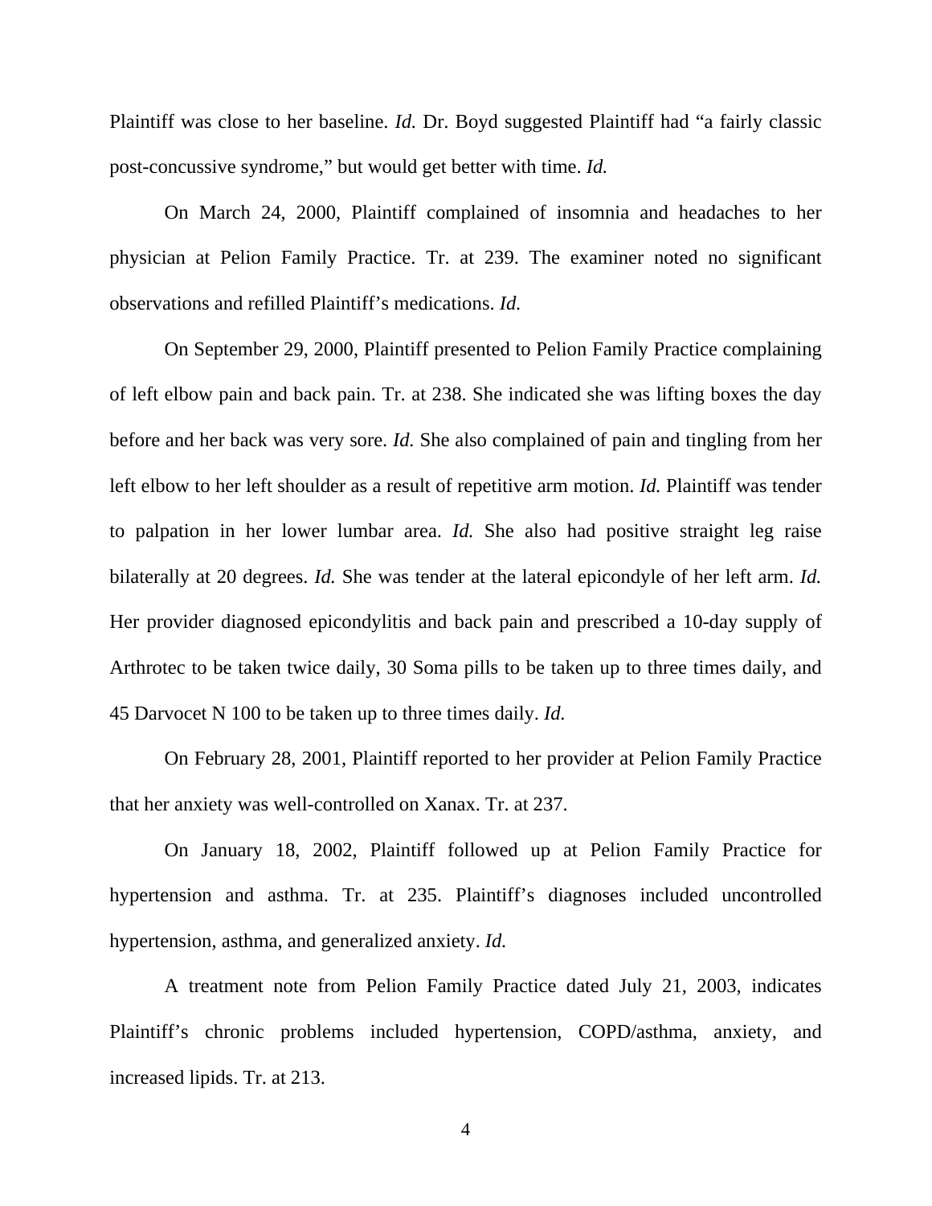Plaintiff was close to her baseline. *Id.* Dr. Boyd suggested Plaintiff had "a fairly classic post-concussive syndrome," but would get better with time. *Id.*

On March 24, 2000, Plaintiff complained of insomnia and headaches to her physician at Pelion Family Practice. Tr. at 239. The examiner noted no significant observations and refilled Plaintiff's medications. *Id.*

On September 29, 2000, Plaintiff presented to Pelion Family Practice complaining of left elbow pain and back pain. Tr. at 238. She indicated she was lifting boxes the day before and her back was very sore. *Id.* She also complained of pain and tingling from her left elbow to her left shoulder as a result of repetitive arm motion. *Id.* Plaintiff was tender to palpation in her lower lumbar area. *Id.* She also had positive straight leg raise bilaterally at 20 degrees. *Id.* She was tender at the lateral epicondyle of her left arm. *Id.* Her provider diagnosed epicondylitis and back pain and prescribed a 10-day supply of Arthrotec to be taken twice daily, 30 Soma pills to be taken up to three times daily, and 45 Darvocet N 100 to be taken up to three times daily. *Id.*

On February 28, 2001, Plaintiff reported to her provider at Pelion Family Practice that her anxiety was well-controlled on Xanax. Tr. at 237.

On January 18, 2002, Plaintiff followed up at Pelion Family Practice for hypertension and asthma. Tr. at 235. Plaintiff's diagnoses included uncontrolled hypertension, asthma, and generalized anxiety. *Id.*

A treatment note from Pelion Family Practice dated July 21, 2003, indicates Plaintiff's chronic problems included hypertension, COPD/asthma, anxiety, and increased lipids. Tr. at 213.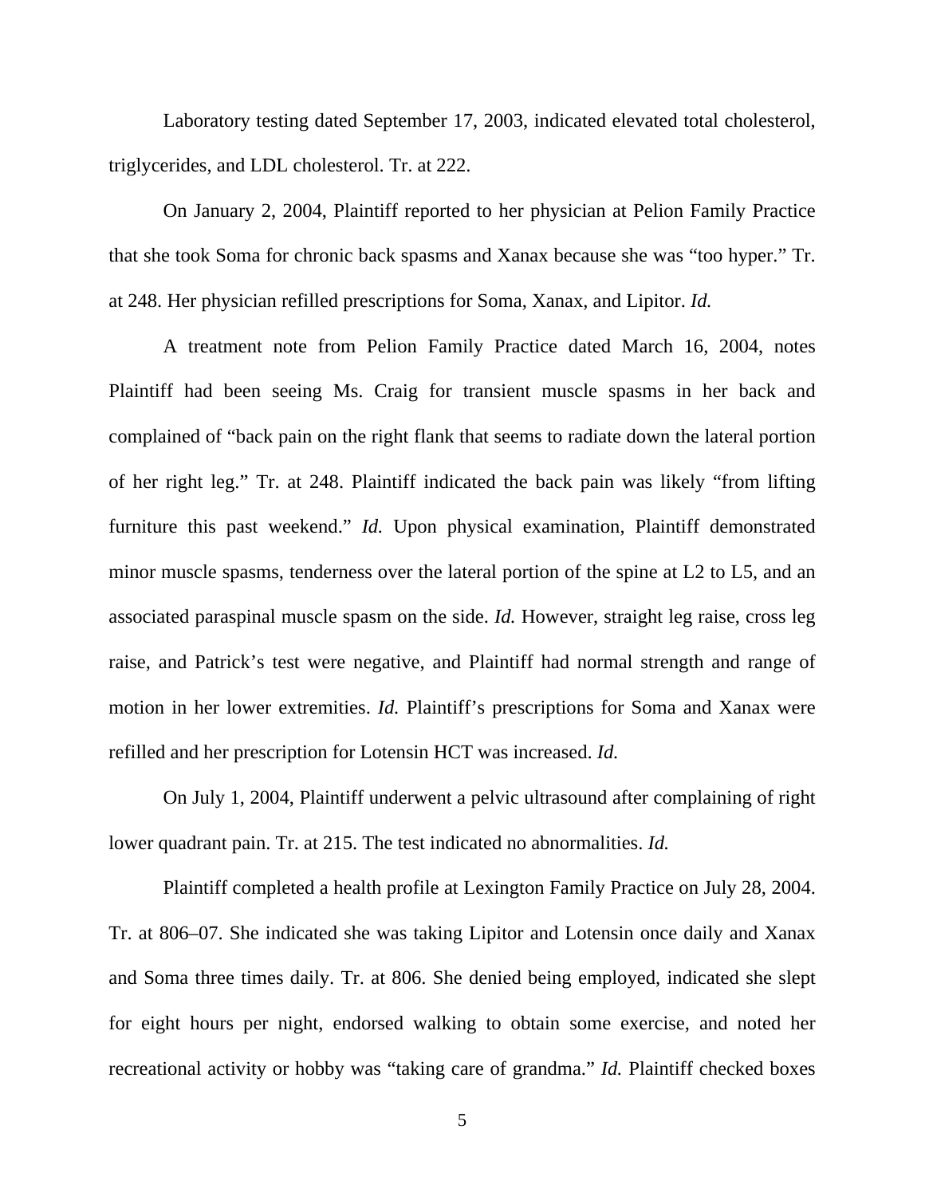Laboratory testing dated September 17, 2003, indicated elevated total cholesterol, triglycerides, and LDL cholesterol. Tr. at 222.

On January 2, 2004, Plaintiff reported to her physician at Pelion Family Practice that she took Soma for chronic back spasms and Xanax because she was "too hyper." Tr. at 248. Her physician refilled prescriptions for Soma, Xanax, and Lipitor. *Id.*

A treatment note from Pelion Family Practice dated March 16, 2004, notes Plaintiff had been seeing Ms. Craig for transient muscle spasms in her back and complained of "back pain on the right flank that seems to radiate down the lateral portion of her right leg." Tr. at 248. Plaintiff indicated the back pain was likely "from lifting furniture this past weekend." *Id.* Upon physical examination, Plaintiff demonstrated minor muscle spasms, tenderness over the lateral portion of the spine at L2 to L5, and an associated paraspinal muscle spasm on the side. *Id.* However, straight leg raise, cross leg raise, and Patrick's test were negative, and Plaintiff had normal strength and range of motion in her lower extremities. *Id.* Plaintiff's prescriptions for Soma and Xanax were refilled and her prescription for Lotensin HCT was increased. *Id.*

On July 1, 2004, Plaintiff underwent a pelvic ultrasound after complaining of right lower quadrant pain. Tr. at 215. The test indicated no abnormalities. *Id.*

Plaintiff completed a health profile at Lexington Family Practice on July 28, 2004. Tr. at 806–07. She indicated she was taking Lipitor and Lotensin once daily and Xanax and Soma three times daily. Tr. at 806. She denied being employed, indicated she slept for eight hours per night, endorsed walking to obtain some exercise, and noted her recreational activity or hobby was "taking care of grandma." *Id.* Plaintiff checked boxes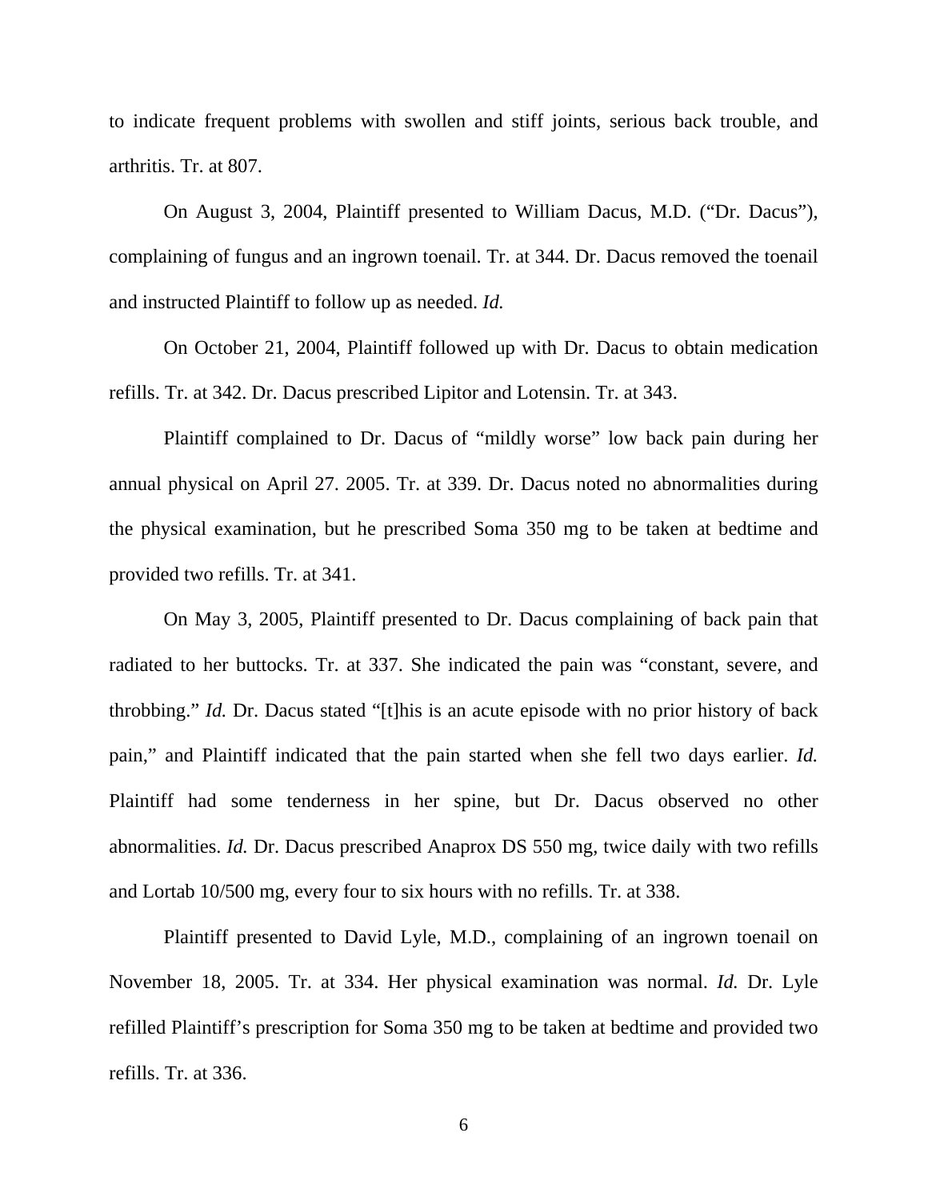to indicate frequent problems with swollen and stiff joints, serious back trouble, and arthritis. Tr. at 807.

On August 3, 2004, Plaintiff presented to William Dacus, M.D. ("Dr. Dacus"), complaining of fungus and an ingrown toenail. Tr. at 344. Dr. Dacus removed the toenail and instructed Plaintiff to follow up as needed. *Id.*

On October 21, 2004, Plaintiff followed up with Dr. Dacus to obtain medication refills. Tr. at 342. Dr. Dacus prescribed Lipitor and Lotensin. Tr. at 343.

Plaintiff complained to Dr. Dacus of "mildly worse" low back pain during her annual physical on April 27. 2005. Tr. at 339. Dr. Dacus noted no abnormalities during the physical examination, but he prescribed Soma 350 mg to be taken at bedtime and provided two refills. Tr. at 341.

On May 3, 2005, Plaintiff presented to Dr. Dacus complaining of back pain that radiated to her buttocks. Tr. at 337. She indicated the pain was "constant, severe, and throbbing." *Id.* Dr. Dacus stated "[t]his is an acute episode with no prior history of back pain," and Plaintiff indicated that the pain started when she fell two days earlier. *Id.* Plaintiff had some tenderness in her spine, but Dr. Dacus observed no other abnormalities. *Id.* Dr. Dacus prescribed Anaprox DS 550 mg, twice daily with two refills and Lortab 10/500 mg, every four to six hours with no refills. Tr. at 338.

Plaintiff presented to David Lyle, M.D., complaining of an ingrown toenail on November 18, 2005. Tr. at 334. Her physical examination was normal. *Id.* Dr. Lyle refilled Plaintiff's prescription for Soma 350 mg to be taken at bedtime and provided two refills. Tr. at 336.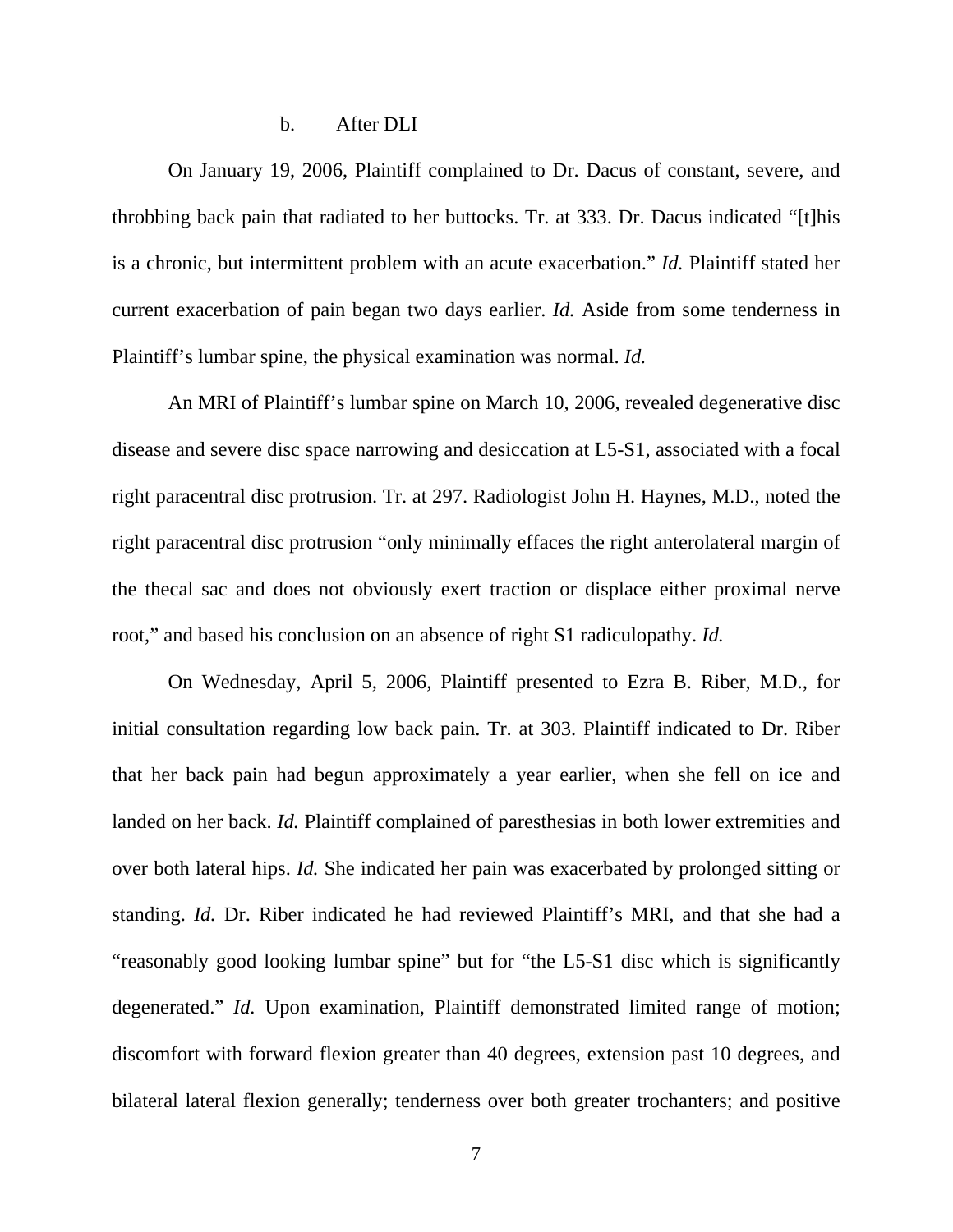#### b. After DLI

On January 19, 2006, Plaintiff complained to Dr. Dacus of constant, severe, and throbbing back pain that radiated to her buttocks. Tr. at 333. Dr. Dacus indicated "[t]his is a chronic, but intermittent problem with an acute exacerbation." *Id.* Plaintiff stated her current exacerbation of pain began two days earlier. *Id.* Aside from some tenderness in Plaintiff's lumbar spine, the physical examination was normal. *Id.*

An MRI of Plaintiff's lumbar spine on March 10, 2006, revealed degenerative disc disease and severe disc space narrowing and desiccation at L5-S1, associated with a focal right paracentral disc protrusion. Tr. at 297. Radiologist John H. Haynes, M.D., noted the right paracentral disc protrusion "only minimally effaces the right anterolateral margin of the thecal sac and does not obviously exert traction or displace either proximal nerve root," and based his conclusion on an absence of right S1 radiculopathy. *Id.*

On Wednesday, April 5, 2006, Plaintiff presented to Ezra B. Riber, M.D., for initial consultation regarding low back pain. Tr. at 303. Plaintiff indicated to Dr. Riber that her back pain had begun approximately a year earlier, when she fell on ice and landed on her back. *Id.* Plaintiff complained of paresthesias in both lower extremities and over both lateral hips. *Id.* She indicated her pain was exacerbated by prolonged sitting or standing. *Id.* Dr. Riber indicated he had reviewed Plaintiff's MRI, and that she had a "reasonably good looking lumbar spine" but for "the L5-S1 disc which is significantly degenerated." *Id.* Upon examination, Plaintiff demonstrated limited range of motion; discomfort with forward flexion greater than 40 degrees, extension past 10 degrees, and bilateral lateral flexion generally; tenderness over both greater trochanters; and positive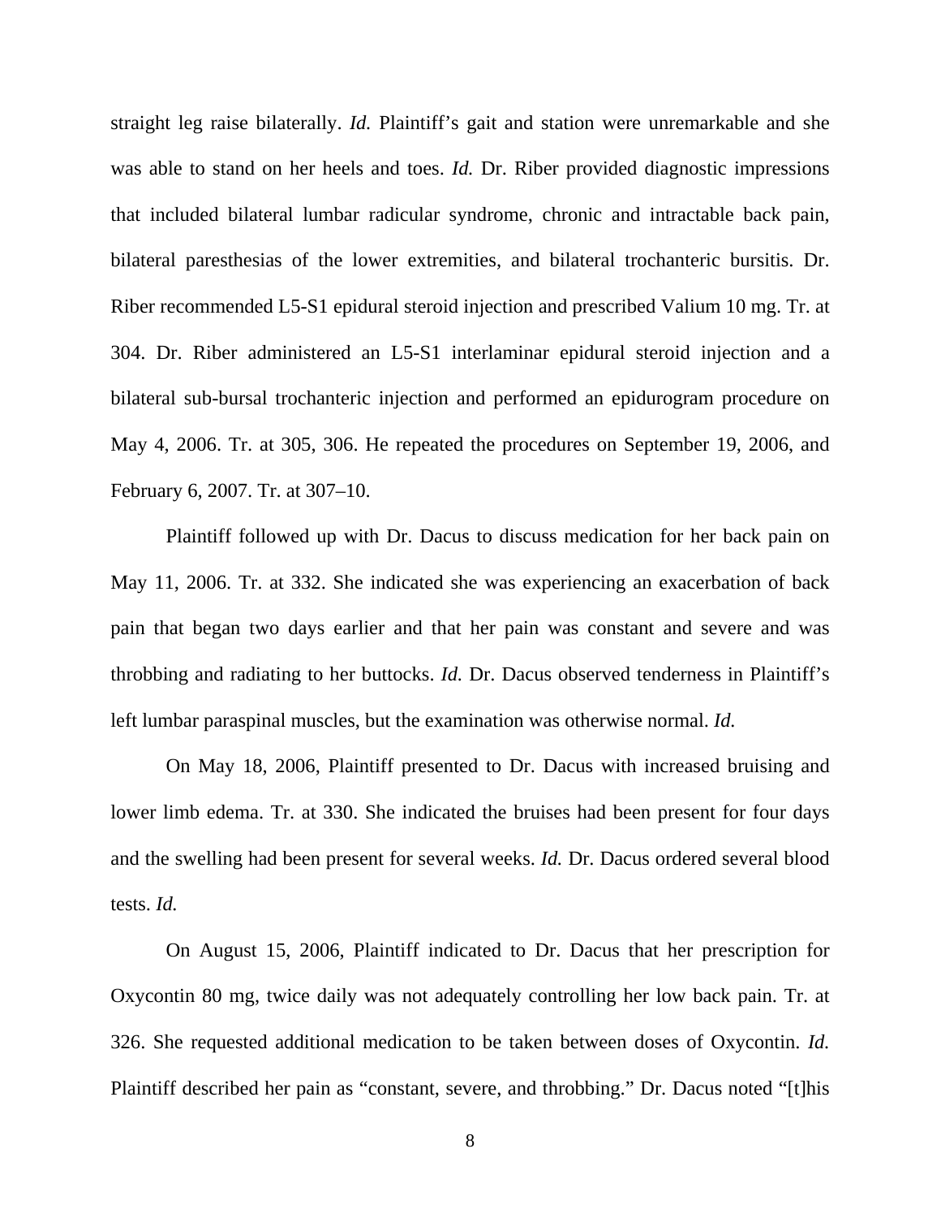straight leg raise bilaterally. *Id.* Plaintiff's gait and station were unremarkable and she was able to stand on her heels and toes. *Id.* Dr. Riber provided diagnostic impressions that included bilateral lumbar radicular syndrome, chronic and intractable back pain, bilateral paresthesias of the lower extremities, and bilateral trochanteric bursitis. Dr. Riber recommended L5-S1 epidural steroid injection and prescribed Valium 10 mg. Tr. at 304. Dr. Riber administered an L5-S1 interlaminar epidural steroid injection and a bilateral sub-bursal trochanteric injection and performed an epidurogram procedure on May 4, 2006. Tr. at 305, 306. He repeated the procedures on September 19, 2006, and February 6, 2007. Tr. at 307–10.

Plaintiff followed up with Dr. Dacus to discuss medication for her back pain on May 11, 2006. Tr. at 332. She indicated she was experiencing an exacerbation of back pain that began two days earlier and that her pain was constant and severe and was throbbing and radiating to her buttocks. *Id.* Dr. Dacus observed tenderness in Plaintiff's left lumbar paraspinal muscles, but the examination was otherwise normal. *Id.*

On May 18, 2006, Plaintiff presented to Dr. Dacus with increased bruising and lower limb edema. Tr. at 330. She indicated the bruises had been present for four days and the swelling had been present for several weeks. *Id.* Dr. Dacus ordered several blood tests. *Id.*

On August 15, 2006, Plaintiff indicated to Dr. Dacus that her prescription for Oxycontin 80 mg, twice daily was not adequately controlling her low back pain. Tr. at 326. She requested additional medication to be taken between doses of Oxycontin. *Id.* Plaintiff described her pain as "constant, severe, and throbbing." Dr. Dacus noted "[t]his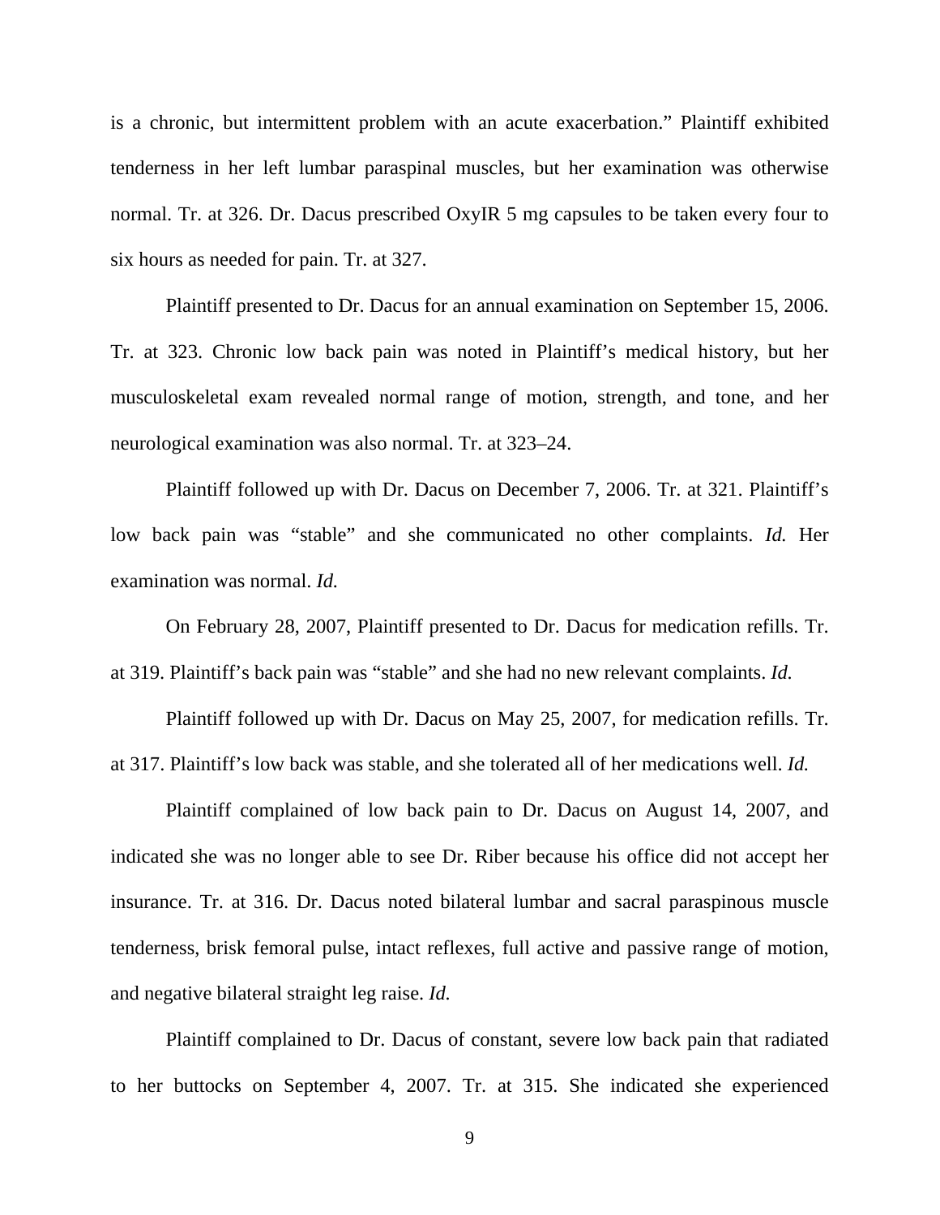is a chronic, but intermittent problem with an acute exacerbation." Plaintiff exhibited tenderness in her left lumbar paraspinal muscles, but her examination was otherwise normal. Tr. at 326. Dr. Dacus prescribed OxyIR 5 mg capsules to be taken every four to six hours as needed for pain. Tr. at 327.

Plaintiff presented to Dr. Dacus for an annual examination on September 15, 2006. Tr. at 323. Chronic low back pain was noted in Plaintiff's medical history, but her musculoskeletal exam revealed normal range of motion, strength, and tone, and her neurological examination was also normal. Tr. at 323–24.

Plaintiff followed up with Dr. Dacus on December 7, 2006. Tr. at 321. Plaintiff's low back pain was "stable" and she communicated no other complaints. *Id.* Her examination was normal. *Id.*

On February 28, 2007, Plaintiff presented to Dr. Dacus for medication refills. Tr. at 319. Plaintiff's back pain was "stable" and she had no new relevant complaints. *Id.*

Plaintiff followed up with Dr. Dacus on May 25, 2007, for medication refills. Tr. at 317. Plaintiff's low back was stable, and she tolerated all of her medications well. *Id.*

Plaintiff complained of low back pain to Dr. Dacus on August 14, 2007, and indicated she was no longer able to see Dr. Riber because his office did not accept her insurance. Tr. at 316. Dr. Dacus noted bilateral lumbar and sacral paraspinous muscle tenderness, brisk femoral pulse, intact reflexes, full active and passive range of motion, and negative bilateral straight leg raise. *Id.*

Plaintiff complained to Dr. Dacus of constant, severe low back pain that radiated to her buttocks on September 4, 2007. Tr. at 315. She indicated she experienced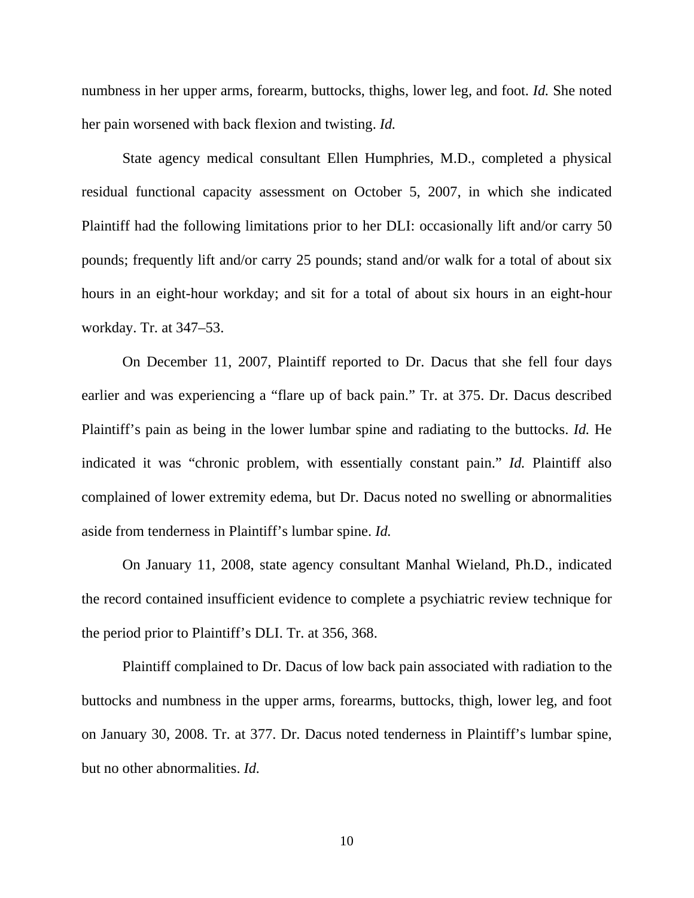numbness in her upper arms, forearm, buttocks, thighs, lower leg, and foot. *Id.* She noted her pain worsened with back flexion and twisting. *Id.*

State agency medical consultant Ellen Humphries, M.D., completed a physical residual functional capacity assessment on October 5, 2007, in which she indicated Plaintiff had the following limitations prior to her DLI: occasionally lift and/or carry 50 pounds; frequently lift and/or carry 25 pounds; stand and/or walk for a total of about six hours in an eight-hour workday; and sit for a total of about six hours in an eight-hour workday. Tr. at 347–53.

On December 11, 2007, Plaintiff reported to Dr. Dacus that she fell four days earlier and was experiencing a "flare up of back pain." Tr. at 375. Dr. Dacus described Plaintiff's pain as being in the lower lumbar spine and radiating to the buttocks. *Id.* He indicated it was "chronic problem, with essentially constant pain." *Id.* Plaintiff also complained of lower extremity edema, but Dr. Dacus noted no swelling or abnormalities aside from tenderness in Plaintiff's lumbar spine. *Id.*

On January 11, 2008, state agency consultant Manhal Wieland, Ph.D., indicated the record contained insufficient evidence to complete a psychiatric review technique for the period prior to Plaintiff's DLI. Tr. at 356, 368.

Plaintiff complained to Dr. Dacus of low back pain associated with radiation to the buttocks and numbness in the upper arms, forearms, buttocks, thigh, lower leg, and foot on January 30, 2008. Tr. at 377. Dr. Dacus noted tenderness in Plaintiff's lumbar spine, but no other abnormalities. *Id.*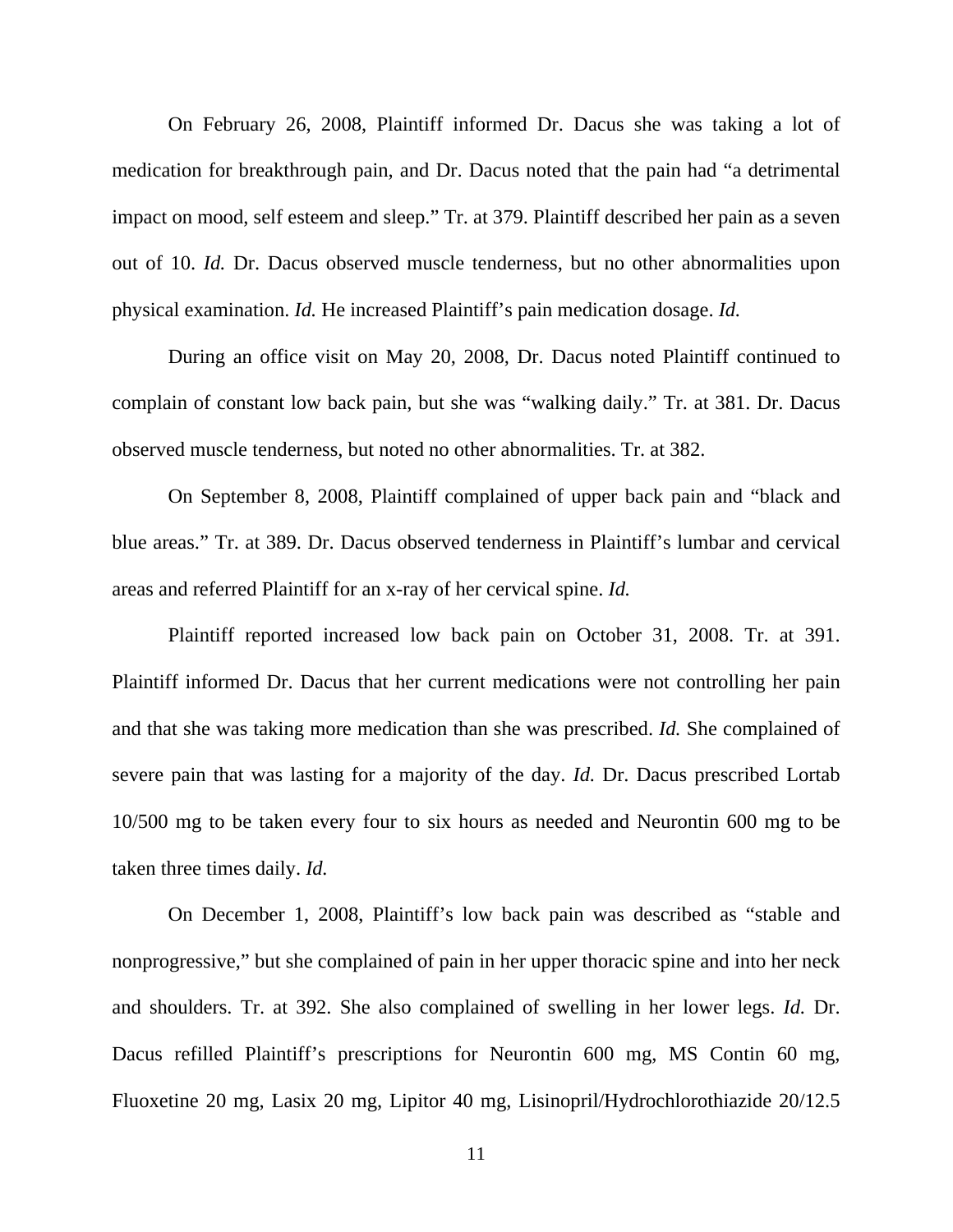On February 26, 2008, Plaintiff informed Dr. Dacus she was taking a lot of medication for breakthrough pain, and Dr. Dacus noted that the pain had "a detrimental impact on mood, self esteem and sleep." Tr. at 379. Plaintiff described her pain as a seven out of 10. *Id.* Dr. Dacus observed muscle tenderness, but no other abnormalities upon physical examination. *Id.* He increased Plaintiff's pain medication dosage. *Id.*

During an office visit on May 20, 2008, Dr. Dacus noted Plaintiff continued to complain of constant low back pain, but she was "walking daily." Tr. at 381. Dr. Dacus observed muscle tenderness, but noted no other abnormalities. Tr. at 382.

On September 8, 2008, Plaintiff complained of upper back pain and "black and blue areas." Tr. at 389. Dr. Dacus observed tenderness in Plaintiff's lumbar and cervical areas and referred Plaintiff for an x-ray of her cervical spine. *Id.*

Plaintiff reported increased low back pain on October 31, 2008. Tr. at 391. Plaintiff informed Dr. Dacus that her current medications were not controlling her pain and that she was taking more medication than she was prescribed. *Id.* She complained of severe pain that was lasting for a majority of the day. *Id.* Dr. Dacus prescribed Lortab 10/500 mg to be taken every four to six hours as needed and Neurontin 600 mg to be taken three times daily. *Id.*

On December 1, 2008, Plaintiff's low back pain was described as "stable and nonprogressive," but she complained of pain in her upper thoracic spine and into her neck and shoulders. Tr. at 392. She also complained of swelling in her lower legs. *Id.* Dr. Dacus refilled Plaintiff's prescriptions for Neurontin 600 mg, MS Contin 60 mg, Fluoxetine 20 mg, Lasix 20 mg, Lipitor 40 mg, Lisinopril/Hydrochlorothiazide 20/12.5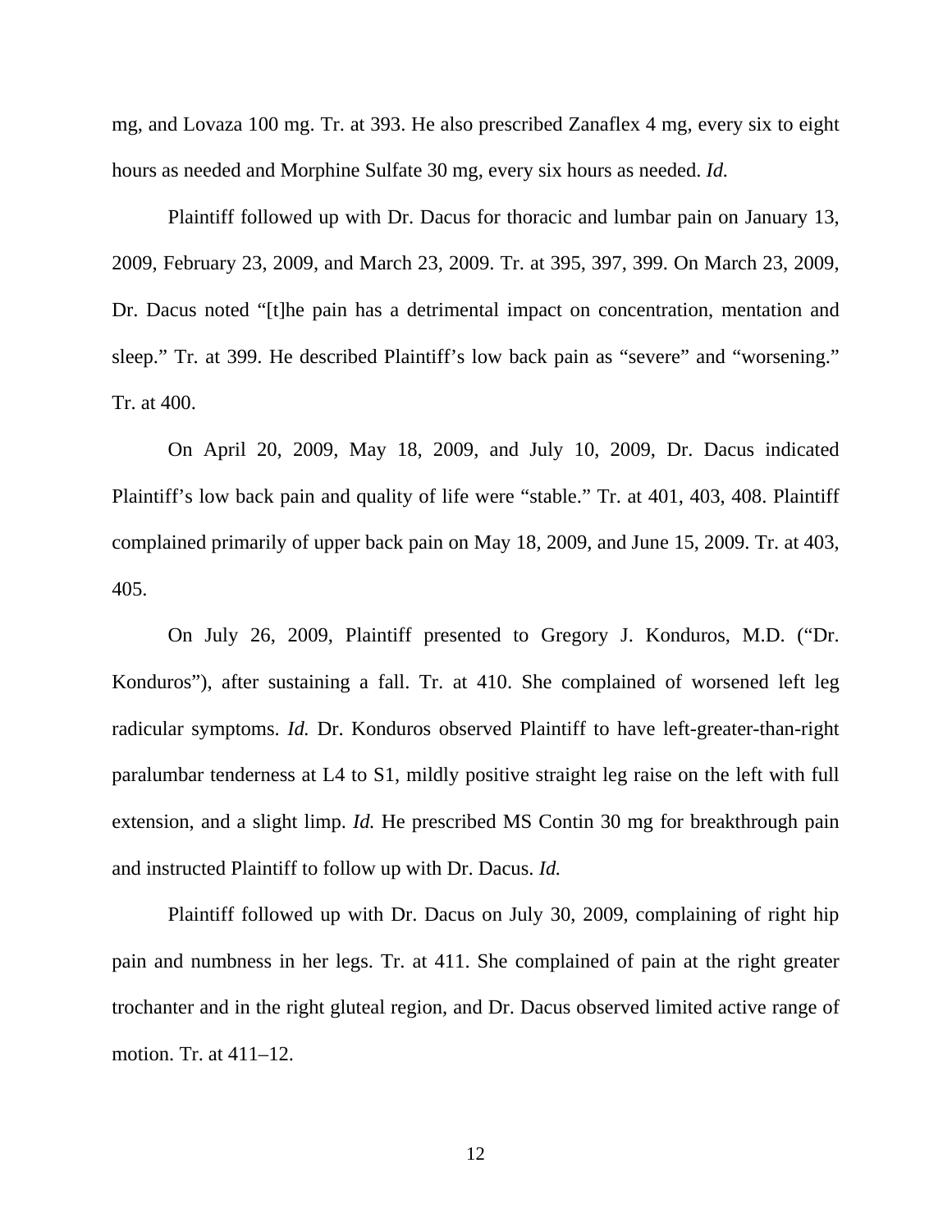mg, and Lovaza 100 mg. Tr. at 393. He also prescribed Zanaflex 4 mg, every six to eight hours as needed and Morphine Sulfate 30 mg, every six hours as needed. *Id.*

Plaintiff followed up with Dr. Dacus for thoracic and lumbar pain on January 13, 2009, February 23, 2009, and March 23, 2009. Tr. at 395, 397, 399. On March 23, 2009, Dr. Dacus noted "[t]he pain has a detrimental impact on concentration, mentation and sleep." Tr. at 399. He described Plaintiff's low back pain as "severe" and "worsening." Tr. at 400.

On April 20, 2009, May 18, 2009, and July 10, 2009, Dr. Dacus indicated Plaintiff's low back pain and quality of life were "stable." Tr. at 401, 403, 408. Plaintiff complained primarily of upper back pain on May 18, 2009, and June 15, 2009. Tr. at 403, 405.

On July 26, 2009, Plaintiff presented to Gregory J. Konduros, M.D. ("Dr. Konduros"), after sustaining a fall. Tr. at 410. She complained of worsened left leg radicular symptoms. *Id.* Dr. Konduros observed Plaintiff to have left-greater-than-right paralumbar tenderness at L4 to S1, mildly positive straight leg raise on the left with full extension, and a slight limp. *Id.* He prescribed MS Contin 30 mg for breakthrough pain and instructed Plaintiff to follow up with Dr. Dacus. *Id.*

Plaintiff followed up with Dr. Dacus on July 30, 2009, complaining of right hip pain and numbness in her legs. Tr. at 411. She complained of pain at the right greater trochanter and in the right gluteal region, and Dr. Dacus observed limited active range of motion. Tr. at 411–12.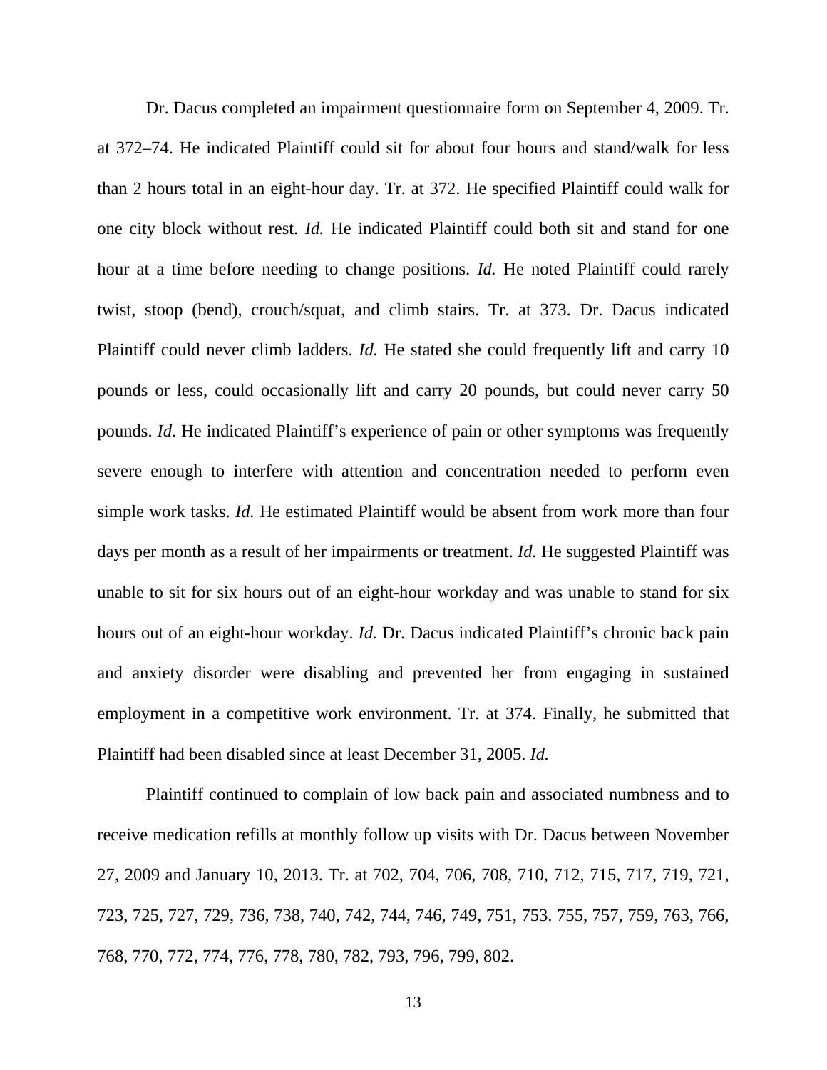Dr. Dacus completed an impairment questionnaire form on September 4, 2009. Tr. at 372–74. He indicated Plaintiff could sit for about four hours and stand/walk for less than 2 hours total in an eight-hour day. Tr. at 372. He specified Plaintiff could walk for one city block without rest. *Id.* He indicated Plaintiff could both sit and stand for one hour at a time before needing to change positions. *Id.* He noted Plaintiff could rarely twist, stoop (bend), crouch/squat, and climb stairs. Tr. at 373. Dr. Dacus indicated Plaintiff could never climb ladders. *Id.* He stated she could frequently lift and carry 10 pounds or less, could occasionally lift and carry 20 pounds, but could never carry 50 pounds. *Id.* He indicated Plaintiff's experience of pain or other symptoms was frequently severe enough to interfere with attention and concentration needed to perform even simple work tasks. *Id.* He estimated Plaintiff would be absent from work more than four days per month as a result of her impairments or treatment. *Id.* He suggested Plaintiff was unable to sit for six hours out of an eight-hour workday and was unable to stand for six hours out of an eight-hour workday. *Id.* Dr. Dacus indicated Plaintiff's chronic back pain and anxiety disorder were disabling and prevented her from engaging in sustained employment in a competitive work environment. Tr. at 374. Finally, he submitted that Plaintiff had been disabled since at least December 31, 2005. *Id.*

Plaintiff continued to complain of low back pain and associated numbness and to receive medication refills at monthly follow up visits with Dr. Dacus between November 27, 2009 and January 10, 2013. Tr. at 702, 704, 706, 708, 710, 712, 715, 717, 719, 721, 723, 725, 727, 729, 736, 738, 740, 742, 744, 746, 749, 751, 753. 755, 757, 759, 763, 766, 768, 770, 772, 774, 776, 778, 780, 782, 793, 796, 799, 802.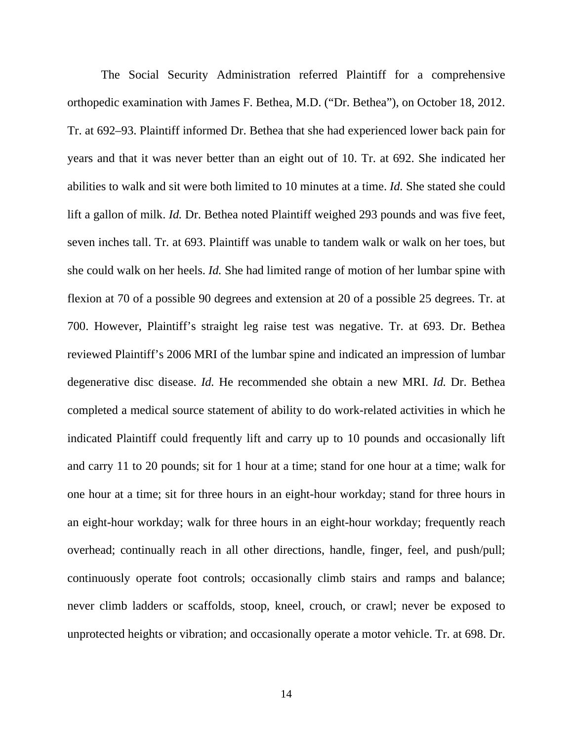The Social Security Administration referred Plaintiff for a comprehensive orthopedic examination with James F. Bethea, M.D. ("Dr. Bethea"), on October 18, 2012. Tr. at 692–93. Plaintiff informed Dr. Bethea that she had experienced lower back pain for years and that it was never better than an eight out of 10. Tr. at 692. She indicated her abilities to walk and sit were both limited to 10 minutes at a time. *Id.* She stated she could lift a gallon of milk. *Id.* Dr. Bethea noted Plaintiff weighed 293 pounds and was five feet, seven inches tall. Tr. at 693. Plaintiff was unable to tandem walk or walk on her toes, but she could walk on her heels. *Id.* She had limited range of motion of her lumbar spine with flexion at 70 of a possible 90 degrees and extension at 20 of a possible 25 degrees. Tr. at 700. However, Plaintiff's straight leg raise test was negative. Tr. at 693. Dr. Bethea reviewed Plaintiff's 2006 MRI of the lumbar spine and indicated an impression of lumbar degenerative disc disease. *Id.* He recommended she obtain a new MRI. *Id.* Dr. Bethea completed a medical source statement of ability to do work-related activities in which he indicated Plaintiff could frequently lift and carry up to 10 pounds and occasionally lift and carry 11 to 20 pounds; sit for 1 hour at a time; stand for one hour at a time; walk for one hour at a time; sit for three hours in an eight-hour workday; stand for three hours in an eight-hour workday; walk for three hours in an eight-hour workday; frequently reach overhead; continually reach in all other directions, handle, finger, feel, and push/pull; continuously operate foot controls; occasionally climb stairs and ramps and balance; never climb ladders or scaffolds, stoop, kneel, crouch, or crawl; never be exposed to unprotected heights or vibration; and occasionally operate a motor vehicle. Tr. at 698. Dr.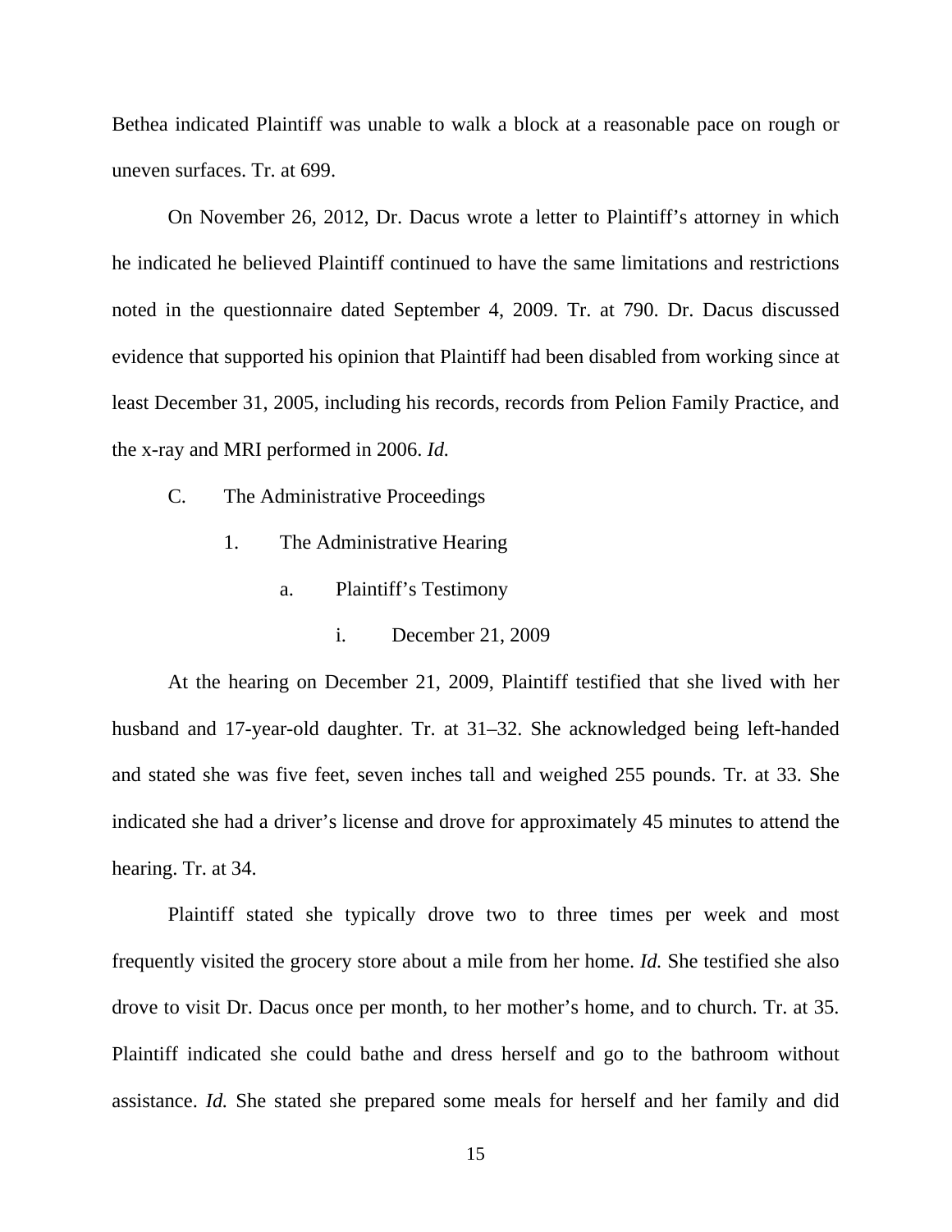Bethea indicated Plaintiff was unable to walk a block at a reasonable pace on rough or uneven surfaces. Tr. at 699.

On November 26, 2012, Dr. Dacus wrote a letter to Plaintiff's attorney in which he indicated he believed Plaintiff continued to have the same limitations and restrictions noted in the questionnaire dated September 4, 2009. Tr. at 790. Dr. Dacus discussed evidence that supported his opinion that Plaintiff had been disabled from working since at least December 31, 2005, including his records, records from Pelion Family Practice, and the x-ray and MRI performed in 2006. *Id.*

C. The Administrative Proceedings

1. The Administrative Hearing

a. Plaintiff's Testimony

i. December 21, 2009

At the hearing on December 21, 2009, Plaintiff testified that she lived with her husband and 17-year-old daughter. Tr. at 31–32. She acknowledged being left-handed and stated she was five feet, seven inches tall and weighed 255 pounds. Tr. at 33. She indicated she had a driver's license and drove for approximately 45 minutes to attend the hearing. Tr. at 34.

Plaintiff stated she typically drove two to three times per week and most frequently visited the grocery store about a mile from her home. *Id.* She testified she also drove to visit Dr. Dacus once per month, to her mother's home, and to church. Tr. at 35. Plaintiff indicated she could bathe and dress herself and go to the bathroom without assistance. *Id.* She stated she prepared some meals for herself and her family and did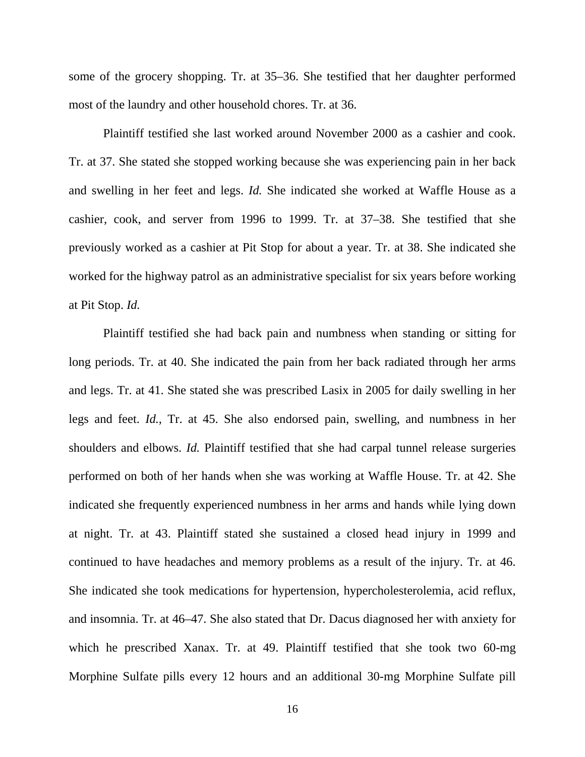some of the grocery shopping. Tr. at 35–36. She testified that her daughter performed most of the laundry and other household chores. Tr. at 36.

Plaintiff testified she last worked around November 2000 as a cashier and cook. Tr. at 37. She stated she stopped working because she was experiencing pain in her back and swelling in her feet and legs. *Id.* She indicated she worked at Waffle House as a cashier, cook, and server from 1996 to 1999. Tr. at 37–38. She testified that she previously worked as a cashier at Pit Stop for about a year. Tr. at 38. She indicated she worked for the highway patrol as an administrative specialist for six years before working at Pit Stop. *Id.*

Plaintiff testified she had back pain and numbness when standing or sitting for long periods. Tr. at 40. She indicated the pain from her back radiated through her arms and legs. Tr. at 41. She stated she was prescribed Lasix in 2005 for daily swelling in her legs and feet. *Id.*, Tr. at 45. She also endorsed pain, swelling, and numbness in her shoulders and elbows. *Id.* Plaintiff testified that she had carpal tunnel release surgeries performed on both of her hands when she was working at Waffle House. Tr. at 42. She indicated she frequently experienced numbness in her arms and hands while lying down at night. Tr. at 43. Plaintiff stated she sustained a closed head injury in 1999 and continued to have headaches and memory problems as a result of the injury. Tr. at 46. She indicated she took medications for hypertension, hypercholesterolemia, acid reflux, and insomnia. Tr. at 46–47. She also stated that Dr. Dacus diagnosed her with anxiety for which he prescribed Xanax. Tr. at 49. Plaintiff testified that she took two 60-mg Morphine Sulfate pills every 12 hours and an additional 30-mg Morphine Sulfate pill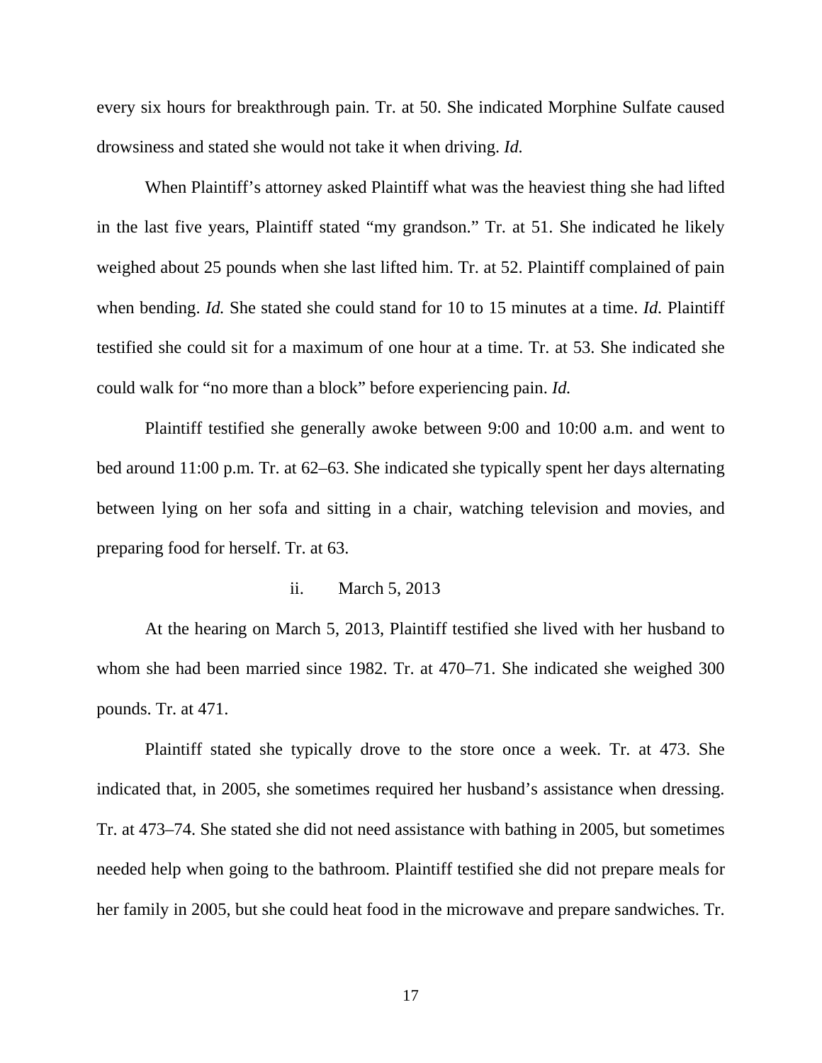every six hours for breakthrough pain. Tr. at 50. She indicated Morphine Sulfate caused drowsiness and stated she would not take it when driving. *Id.*

When Plaintiff's attorney asked Plaintiff what was the heaviest thing she had lifted in the last five years, Plaintiff stated "my grandson." Tr. at 51. She indicated he likely weighed about 25 pounds when she last lifted him. Tr. at 52. Plaintiff complained of pain when bending. *Id.* She stated she could stand for 10 to 15 minutes at a time. *Id.* Plaintiff testified she could sit for a maximum of one hour at a time. Tr. at 53. She indicated she could walk for "no more than a block" before experiencing pain. *Id.*

Plaintiff testified she generally awoke between 9:00 and 10:00 a.m. and went to bed around 11:00 p.m. Tr. at 62–63. She indicated she typically spent her days alternating between lying on her sofa and sitting in a chair, watching television and movies, and preparing food for herself. Tr. at 63.

ii. March 5, 2013

At the hearing on March 5, 2013, Plaintiff testified she lived with her husband to whom she had been married since 1982. Tr. at 470–71. She indicated she weighed 300 pounds. Tr. at 471.

Plaintiff stated she typically drove to the store once a week. Tr. at 473. She indicated that, in 2005, she sometimes required her husband's assistance when dressing. Tr. at 473–74. She stated she did not need assistance with bathing in 2005, but sometimes needed help when going to the bathroom. Plaintiff testified she did not prepare meals for her family in 2005, but she could heat food in the microwave and prepare sandwiches. Tr.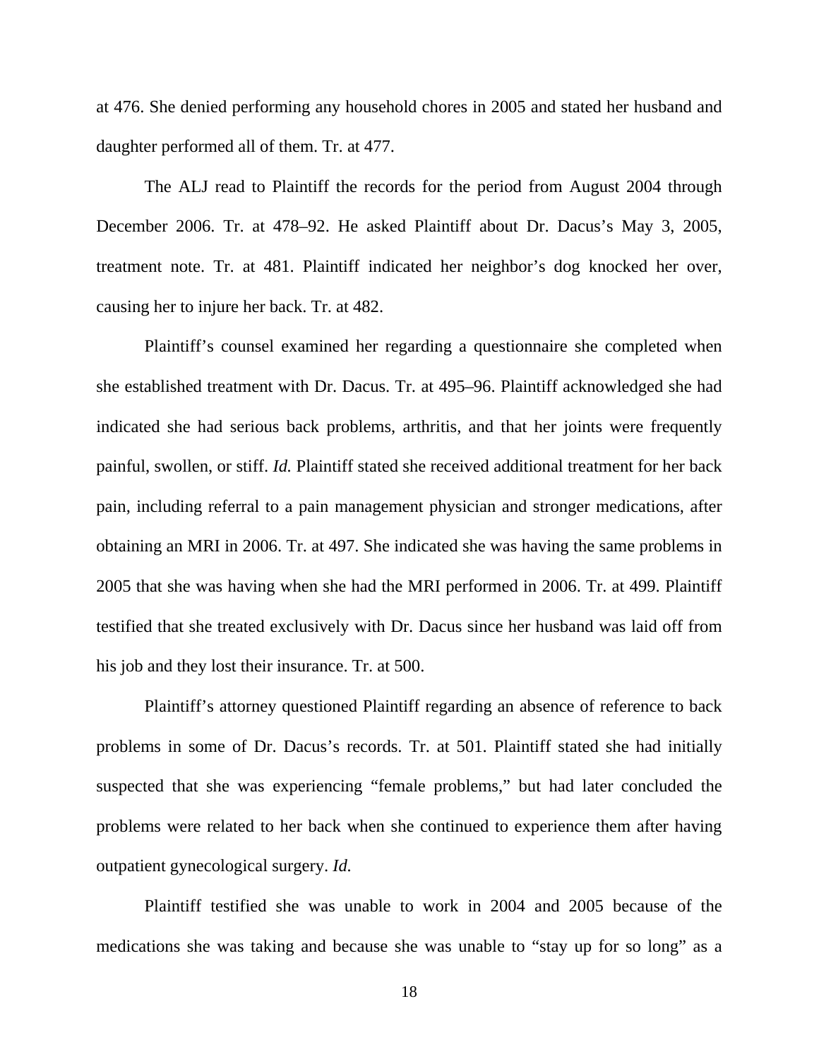at 476. She denied performing any household chores in 2005 and stated her husband and daughter performed all of them. Tr. at 477.

The ALJ read to Plaintiff the records for the period from August 2004 through December 2006. Tr. at 478–92. He asked Plaintiff about Dr. Dacus's May 3, 2005, treatment note. Tr. at 481. Plaintiff indicated her neighbor's dog knocked her over, causing her to injure her back. Tr. at 482.

Plaintiff's counsel examined her regarding a questionnaire she completed when she established treatment with Dr. Dacus. Tr. at 495–96. Plaintiff acknowledged she had indicated she had serious back problems, arthritis, and that her joints were frequently painful, swollen, or stiff. *Id.* Plaintiff stated she received additional treatment for her back pain, including referral to a pain management physician and stronger medications, after obtaining an MRI in 2006. Tr. at 497. She indicated she was having the same problems in 2005 that she was having when she had the MRI performed in 2006. Tr. at 499. Plaintiff testified that she treated exclusively with Dr. Dacus since her husband was laid off from his job and they lost their insurance. Tr. at 500.

Plaintiff's attorney questioned Plaintiff regarding an absence of reference to back problems in some of Dr. Dacus's records. Tr. at 501. Plaintiff stated she had initially suspected that she was experiencing "female problems," but had later concluded the problems were related to her back when she continued to experience them after having outpatient gynecological surgery. *Id.*

Plaintiff testified she was unable to work in 2004 and 2005 because of the medications she was taking and because she was unable to "stay up for so long" as a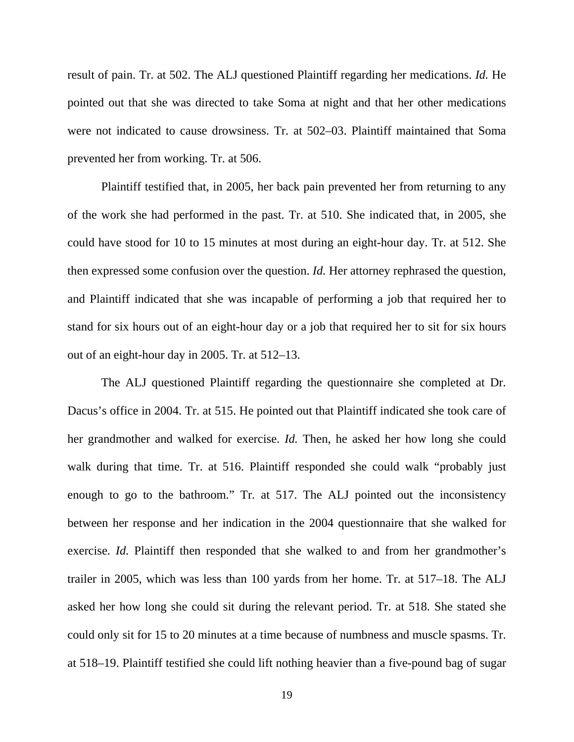result of pain. Tr. at 502. The ALJ questioned Plaintiff regarding her medications. *Id.* He pointed out that she was directed to take Soma at night and that her other medications were not indicated to cause drowsiness. Tr. at 502–03. Plaintiff maintained that Soma prevented her from working. Tr. at 506.

Plaintiff testified that, in 2005, her back pain prevented her from returning to any of the work she had performed in the past. Tr. at 510. She indicated that, in 2005, she could have stood for 10 to 15 minutes at most during an eight-hour day. Tr. at 512. She then expressed some confusion over the question. *Id.* Her attorney rephrased the question, and Plaintiff indicated that she was incapable of performing a job that required her to stand for six hours out of an eight-hour day or a job that required her to sit for six hours out of an eight-hour day in 2005. Tr. at 512–13.

The ALJ questioned Plaintiff regarding the questionnaire she completed at Dr. Dacus's office in 2004. Tr. at 515. He pointed out that Plaintiff indicated she took care of her grandmother and walked for exercise. *Id.* Then, he asked her how long she could walk during that time. Tr. at 516. Plaintiff responded she could walk "probably just enough to go to the bathroom." Tr. at 517. The ALJ pointed out the inconsistency between her response and her indication in the 2004 questionnaire that she walked for exercise. *Id.* Plaintiff then responded that she walked to and from her grandmother's trailer in 2005, which was less than 100 yards from her home. Tr. at 517–18. The ALJ asked her how long she could sit during the relevant period. Tr. at 518. She stated she could only sit for 15 to 20 minutes at a time because of numbness and muscle spasms. Tr. at 518–19. Plaintiff testified she could lift nothing heavier than a five-pound bag of sugar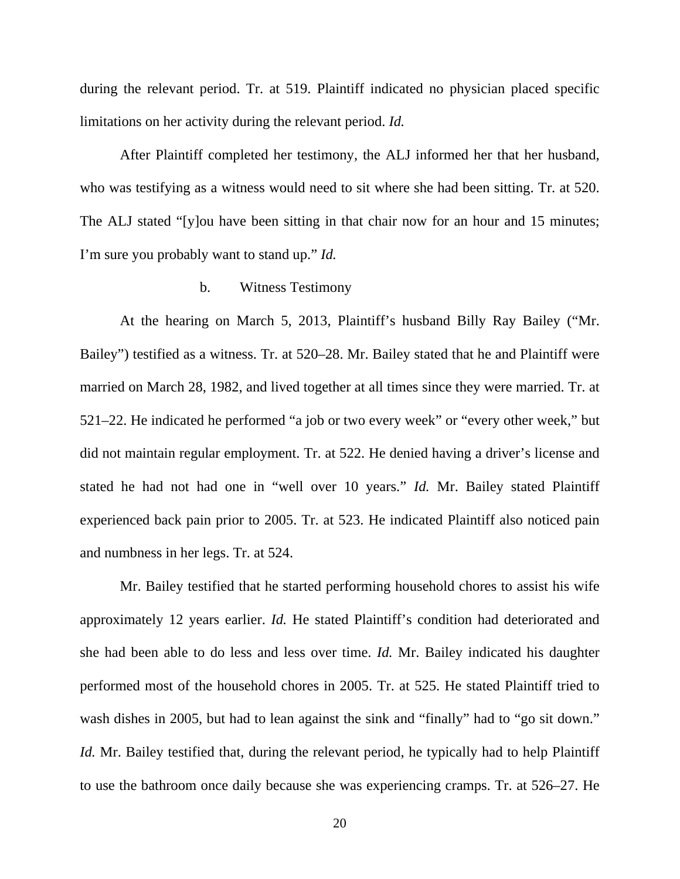during the relevant period. Tr. at 519. Plaintiff indicated no physician placed specific limitations on her activity during the relevant period. *Id.*

After Plaintiff completed her testimony, the ALJ informed her that her husband, who was testifying as a witness would need to sit where she had been sitting. Tr. at 520. The ALJ stated "[y]ou have been sitting in that chair now for an hour and 15 minutes; I'm sure you probably want to stand up." *Id.*

b. Witness Testimony

At the hearing on March 5, 2013, Plaintiff's husband Billy Ray Bailey ("Mr. Bailey") testified as a witness. Tr. at 520–28. Mr. Bailey stated that he and Plaintiff were married on March 28, 1982, and lived together at all times since they were married. Tr. at 521–22. He indicated he performed "a job or two every week" or "every other week," but did not maintain regular employment. Tr. at 522. He denied having a driver's license and stated he had not had one in "well over 10 years." *Id.* Mr. Bailey stated Plaintiff experienced back pain prior to 2005. Tr. at 523. He indicated Plaintiff also noticed pain and numbness in her legs. Tr. at 524.

Mr. Bailey testified that he started performing household chores to assist his wife approximately 12 years earlier. *Id.* He stated Plaintiff's condition had deteriorated and she had been able to do less and less over time. *Id.* Mr. Bailey indicated his daughter performed most of the household chores in 2005. Tr. at 525. He stated Plaintiff tried to wash dishes in 2005, but had to lean against the sink and "finally" had to "go sit down." *Id.* Mr. Bailey testified that, during the relevant period, he typically had to help Plaintiff to use the bathroom once daily because she was experiencing cramps. Tr. at 526–27. He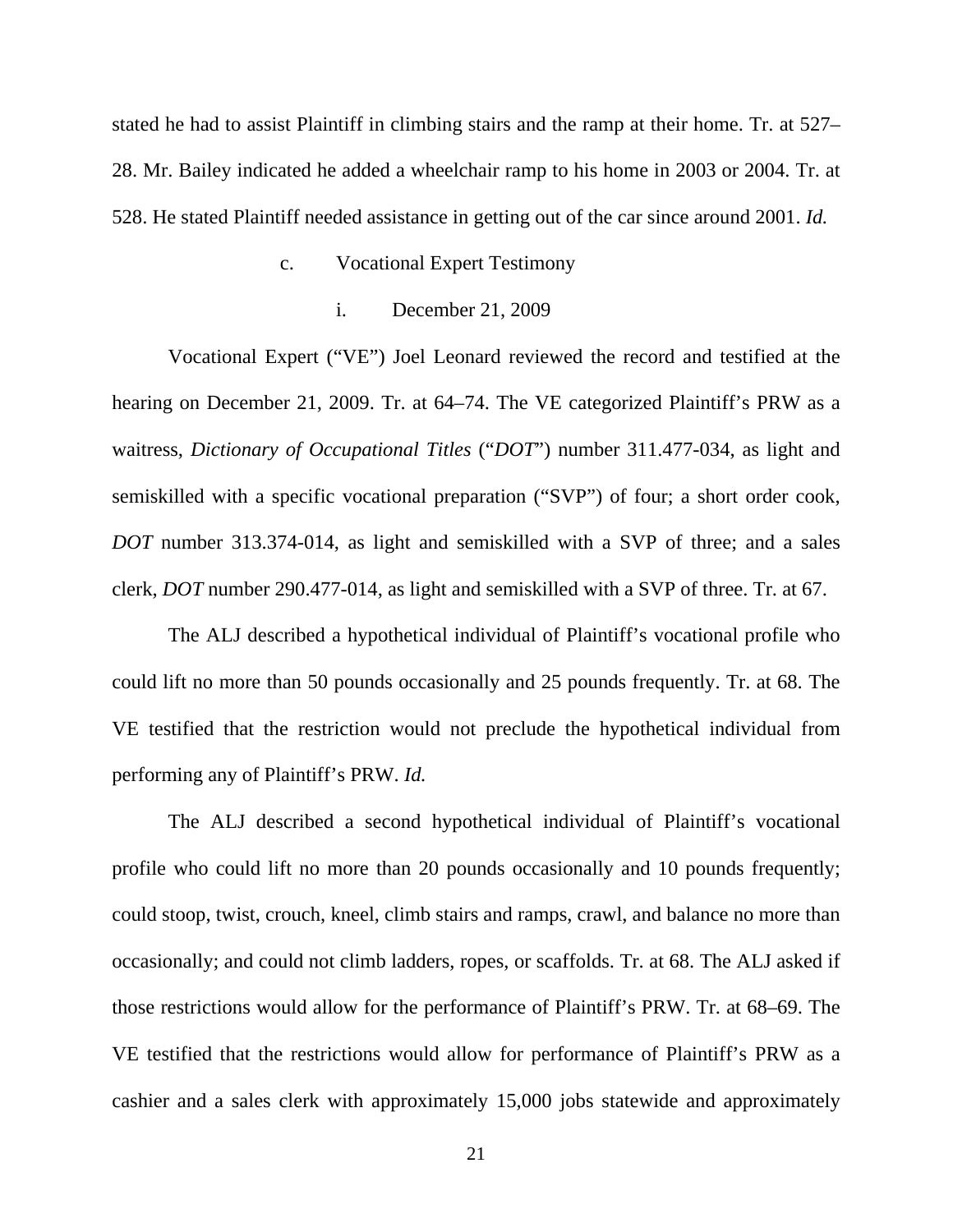stated he had to assist Plaintiff in climbing stairs and the ramp at their home. Tr. at 527–28. Mr. Bailey indicated he added a wheelchair ramp to his home in 2003 or 2004. Tr. at 528. He stated Plaintiff needed assistance in getting out of the car since around 2001. *Id.*

c. Vocational Expert Testimony

i. December 21, 2009

Vocational Expert ("VE") Joel Leonard reviewed the record and testified at the hearing on December 21, 2009. Tr. at 64–74. The VE categorized Plaintiff's PRW as a waitress, *Dictionary of Occupational Titles* ("*DOT*") number 311.477-034, as light and semiskilled with a specific vocational preparation ("SVP") of four; a short order cook, *DOT* number 313.374-014, as light and semiskilled with a SVP of three; and a sales clerk, *DOT* number 290.477-014, as light and semiskilled with a SVP of three. Tr. at 67.

The ALJ described a hypothetical individual of Plaintiff's vocational profile who could lift no more than 50 pounds occasionally and 25 pounds frequently. Tr. at 68. The VE testified that the restriction would not preclude the hypothetical individual from performing any of Plaintiff's PRW. *Id.*

The ALJ described a second hypothetical individual of Plaintiff's vocational profile who could lift no more than 20 pounds occasionally and 10 pounds frequently; could stoop, twist, crouch, kneel, climb stairs and ramps, crawl, and balance no more than occasionally; and could not climb ladders, ropes, or scaffolds. Tr. at 68. The ALJ asked if those restrictions would allow for the performance of Plaintiff's PRW. Tr. at 68–69. The VE testified that the restrictions would allow for performance of Plaintiff's PRW as a cashier and a sales clerk with approximately 15,000 jobs statewide and approximately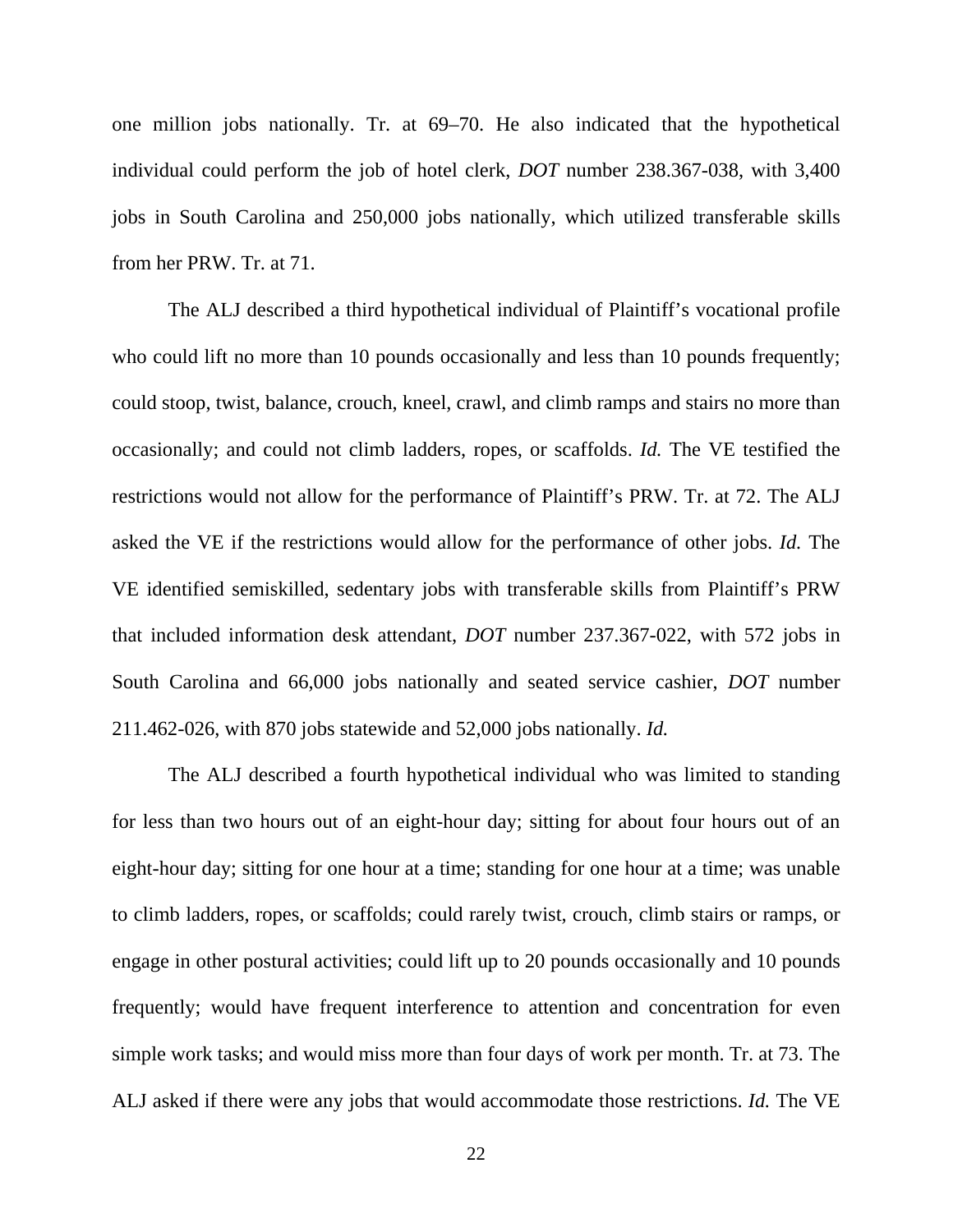one million jobs nationally. Tr. at 69–70. He also indicated that the hypothetical individual could perform the job of hotel clerk, *DOT* number 238.367-038, with 3,400 jobs in South Carolina and 250,000 jobs nationally, which utilized transferable skills from her PRW. Tr. at 71.

The ALJ described a third hypothetical individual of Plaintiff's vocational profile who could lift no more than 10 pounds occasionally and less than 10 pounds frequently; could stoop, twist, balance, crouch, kneel, crawl, and climb ramps and stairs no more than occasionally; and could not climb ladders, ropes, or scaffolds. *Id.* The VE testified the restrictions would not allow for the performance of Plaintiff's PRW. Tr. at 72. The ALJ asked the VE if the restrictions would allow for the performance of other jobs. *Id.* The VE identified semiskilled, sedentary jobs with transferable skills from Plaintiff's PRW that included information desk attendant, *DOT* number 237.367-022, with 572 jobs in South Carolina and 66,000 jobs nationally and seated service cashier, *DOT* number 211.462-026, with 870 jobs statewide and 52,000 jobs nationally. *Id.*

The ALJ described a fourth hypothetical individual who was limited to standing for less than two hours out of an eight-hour day; sitting for about four hours out of an eight-hour day; sitting for one hour at a time; standing for one hour at a time; was unable to climb ladders, ropes, or scaffolds; could rarely twist, crouch, climb stairs or ramps, or engage in other postural activities; could lift up to 20 pounds occasionally and 10 pounds frequently; would have frequent interference to attention and concentration for even simple work tasks; and would miss more than four days of work per month. Tr. at 73. The ALJ asked if there were any jobs that would accommodate those restrictions. *Id.* The VE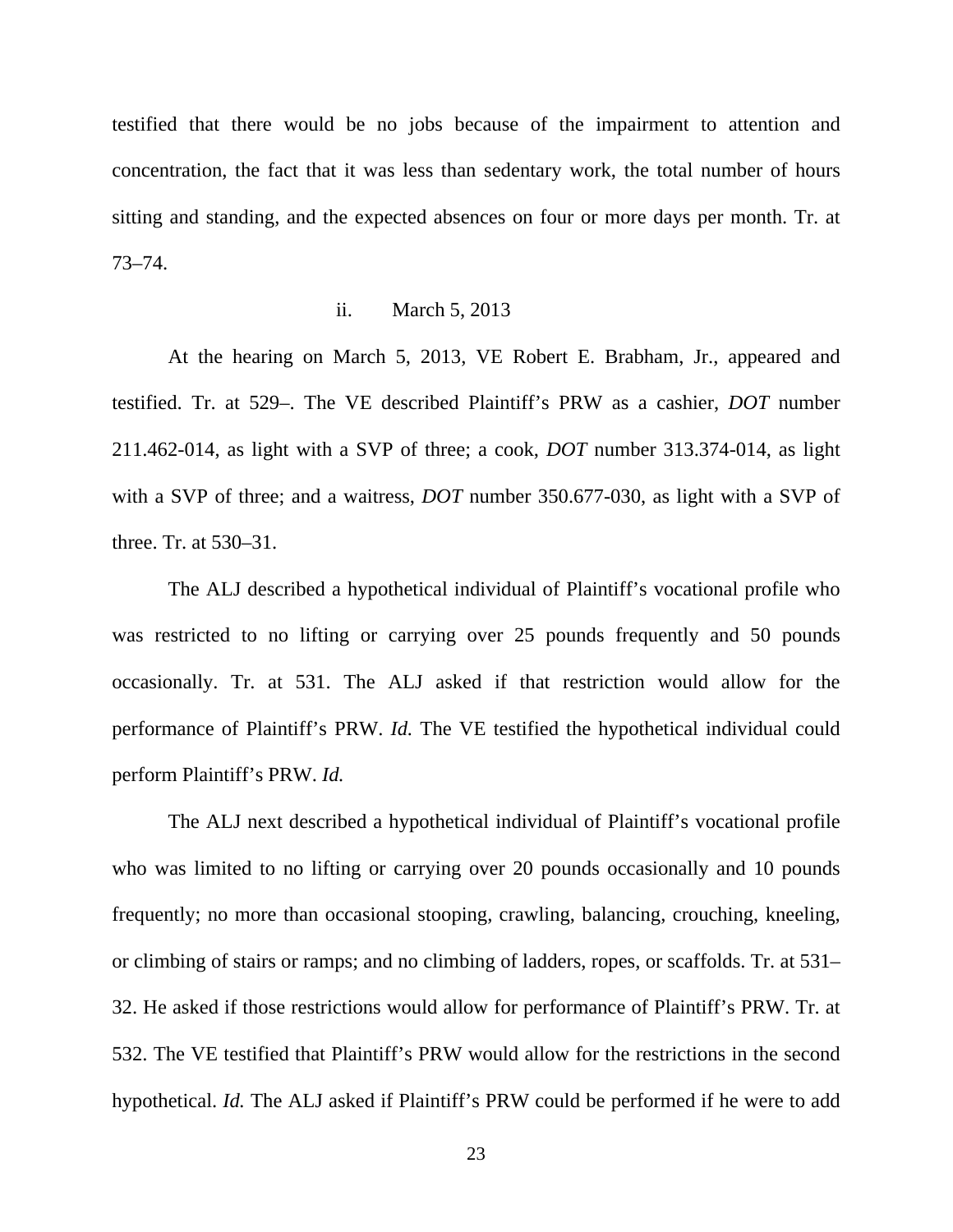testified that there would be no jobs because of the impairment to attention and concentration, the fact that it was less than sedentary work, the total number of hours sitting and standing, and the expected absences on four or more days per month. Tr. at 73–74.

ii. March 5, 2013

At the hearing on March 5, 2013, VE Robert E. Brabham, Jr., appeared and testified. Tr. at 529–. The VE described Plaintiff's PRW as a cashier, *DOT* number 211.462-014, as light with a SVP of three; a cook, *DOT* number 313.374-014, as light with a SVP of three; and a waitress, *DOT* number 350.677-030, as light with a SVP of three. Tr. at 530–31.

The ALJ described a hypothetical individual of Plaintiff's vocational profile who was restricted to no lifting or carrying over 25 pounds frequently and 50 pounds occasionally. Tr. at 531. The ALJ asked if that restriction would allow for the performance of Plaintiff's PRW. *Id.* The VE testified the hypothetical individual could perform Plaintiff's PRW. *Id.*

The ALJ next described a hypothetical individual of Plaintiff's vocational profile who was limited to no lifting or carrying over 20 pounds occasionally and 10 pounds frequently; no more than occasional stooping, crawling, balancing, crouching, kneeling, or climbing of stairs or ramps; and no climbing of ladders, ropes, or scaffolds. Tr. at 531–32. He asked if those restrictions would allow for performance of Plaintiff's PRW. Tr. at 532. The VE testified that Plaintiff's PRW would allow for the restrictions in the second hypothetical. *Id.* The ALJ asked if Plaintiff's PRW could be performed if he were to add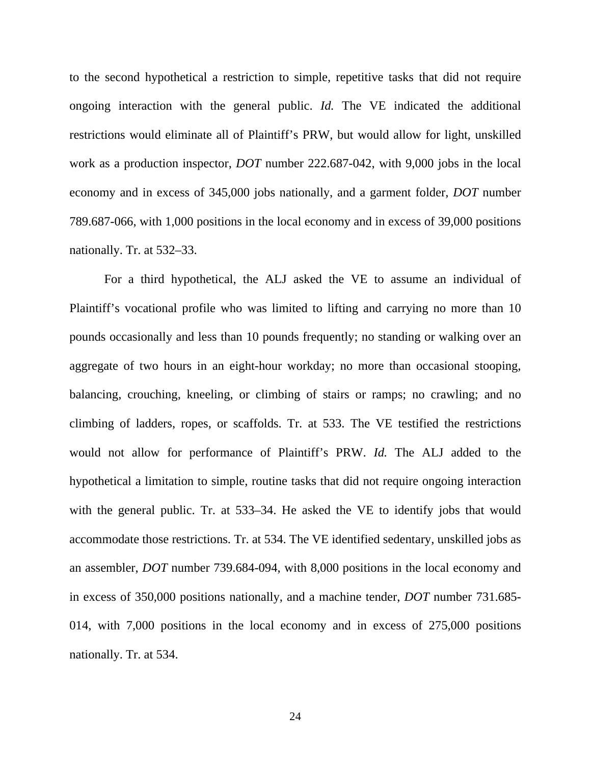to the second hypothetical a restriction to simple, repetitive tasks that did not require ongoing interaction with the general public. *Id.* The VE indicated the additional restrictions would eliminate all of Plaintiff's PRW, but would allow for light, unskilled work as a production inspector, *DOT* number 222.687-042, with 9,000 jobs in the local economy and in excess of 345,000 jobs nationally, and a garment folder, *DOT* number 789.687-066, with 1,000 positions in the local economy and in excess of 39,000 positions nationally. Tr. at 532–33.

For a third hypothetical, the ALJ asked the VE to assume an individual of Plaintiff's vocational profile who was limited to lifting and carrying no more than 10 pounds occasionally and less than 10 pounds frequently; no standing or walking over an aggregate of two hours in an eight-hour workday; no more than occasional stooping, balancing, crouching, kneeling, or climbing of stairs or ramps; no crawling; and no climbing of ladders, ropes, or scaffolds. Tr. at 533. The VE testified the restrictions would not allow for performance of Plaintiff's PRW. *Id.* The ALJ added to the hypothetical a limitation to simple, routine tasks that did not require ongoing interaction with the general public. Tr. at 533–34. He asked the VE to identify jobs that would accommodate those restrictions. Tr. at 534. The VE identified sedentary, unskilled jobs as an assembler, *DOT* number 739.684-094, with 8,000 positions in the local economy and in excess of 350,000 positions nationally, and a machine tender, *DOT* number 731.685-014, with 7,000 positions in the local economy and in excess of 275,000 positions nationally. Tr. at 534.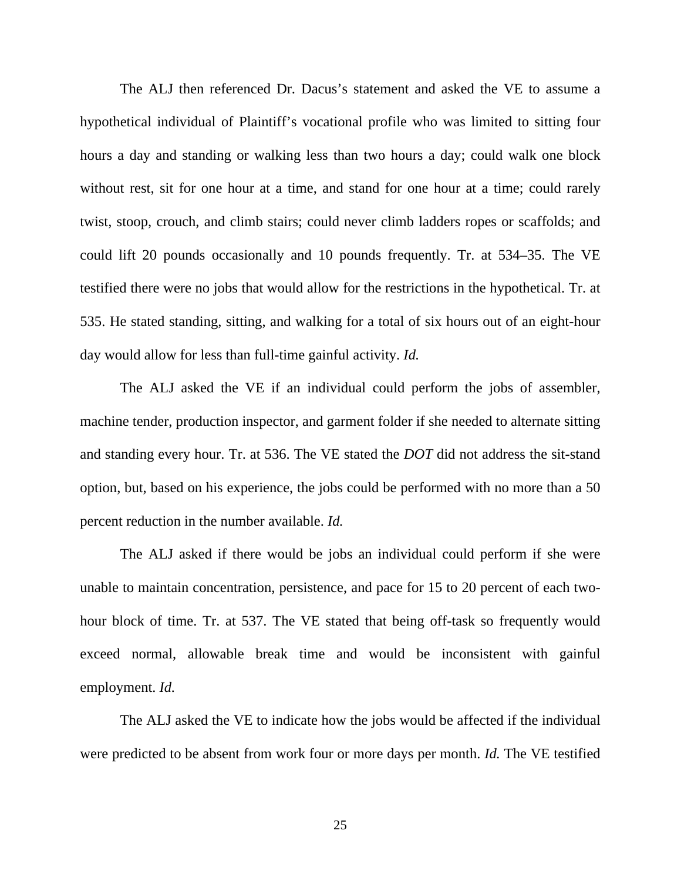The ALJ then referenced Dr. Dacus's statement and asked the VE to assume a hypothetical individual of Plaintiff's vocational profile who was limited to sitting four hours a day and standing or walking less than two hours a day; could walk one block without rest, sit for one hour at a time, and stand for one hour at a time; could rarely twist, stoop, crouch, and climb stairs; could never climb ladders ropes or scaffolds; and could lift 20 pounds occasionally and 10 pounds frequently. Tr. at 534–35. The VE testified there were no jobs that would allow for the restrictions in the hypothetical. Tr. at 535. He stated standing, sitting, and walking for a total of six hours out of an eight-hour day would allow for less than full-time gainful activity. *Id.*

The ALJ asked the VE if an individual could perform the jobs of assembler, machine tender, production inspector, and garment folder if she needed to alternate sitting and standing every hour. Tr. at 536. The VE stated the *DOT* did not address the sit-stand option, but, based on his experience, the jobs could be performed with no more than a 50 percent reduction in the number available. *Id.*

The ALJ asked if there would be jobs an individual could perform if she were unable to maintain concentration, persistence, and pace for 15 to 20 percent of each two-hour block of time. Tr. at 537. The VE stated that being off-task so frequently would exceed normal, allowable break time and would be inconsistent with gainful employment. *Id.*

The ALJ asked the VE to indicate how the jobs would be affected if the individual were predicted to be absent from work four or more days per month. *Id.* The VE testified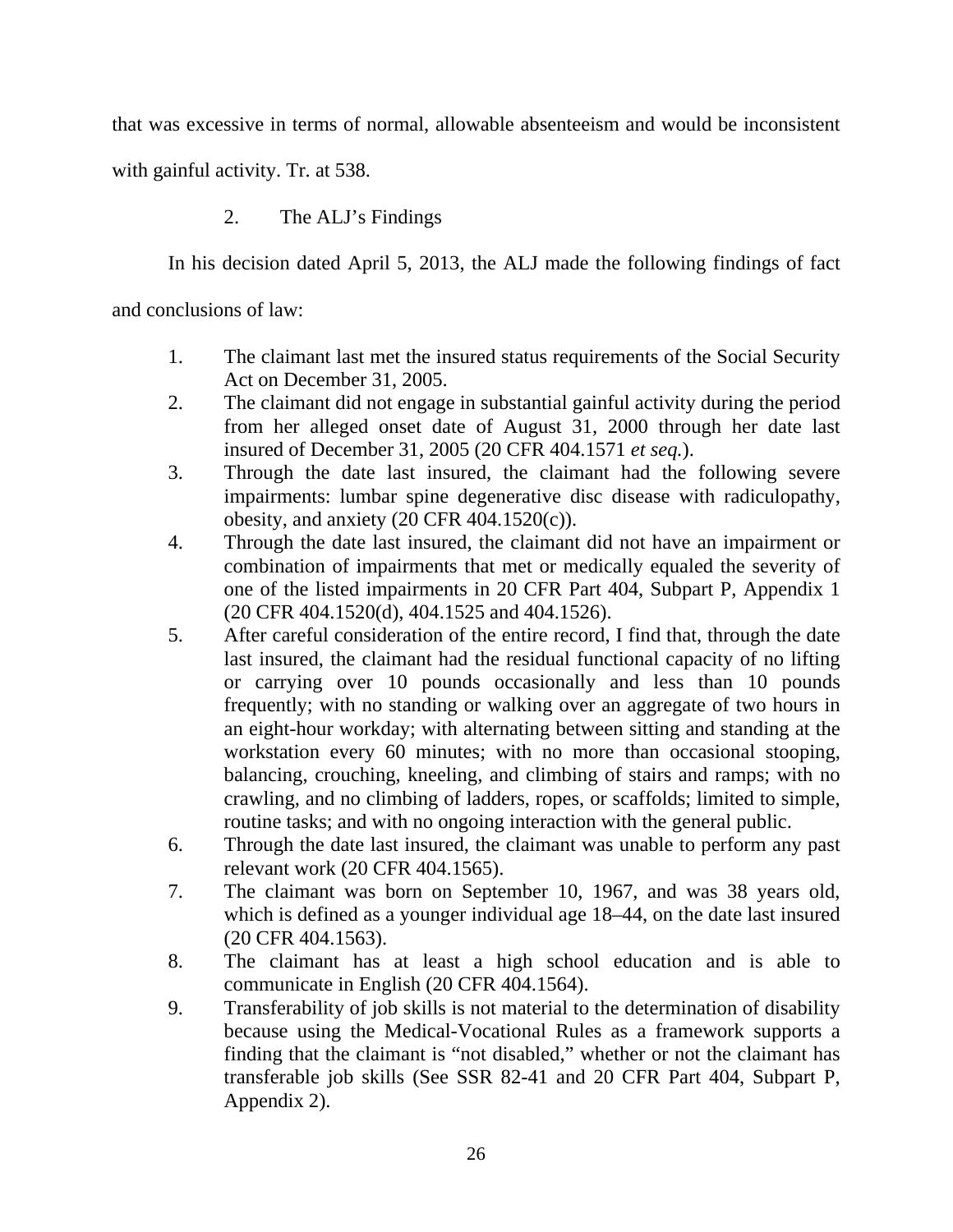that was excessive in terms of normal, allowable absenteeism and would be inconsistent with gainful activity. Tr. at 538.

2. The ALJ's Findings

In his decision dated April 5, 2013, the ALJ made the following findings of fact and conclusions of law:

1. The claimant last met the insured status requirements of the Social Security Act on December 31, 2005.
2. The claimant did not engage in substantial gainful activity during the period from her alleged onset date of August 31, 2000 through her date last insured of December 31, 2005 (20 CFR 404.1571 *et seq.*).
3. Through the date last insured, the claimant had the following severe impairments: lumbar spine degenerative disc disease with radiculopathy, obesity, and anxiety (20 CFR 404.1520(c)).
4. Through the date last insured, the claimant did not have an impairment or combination of impairments that met or medically equaled the severity of one of the listed impairments in 20 CFR Part 404, Subpart P, Appendix 1 (20 CFR 404.1520(d), 404.1525 and 404.1526).
5. After careful consideration of the entire record, I find that, through the date last insured, the claimant had the residual functional capacity of no lifting or carrying over 10 pounds occasionally and less than 10 pounds frequently; with no standing or walking over an aggregate of two hours in an eight-hour workday; with alternating between sitting and standing at the workstation every 60 minutes; with no more than occasional stooping, balancing, crouching, kneeling, and climbing of stairs and ramps; with no crawling, and no climbing of ladders, ropes, or scaffolds; limited to simple, routine tasks; and with no ongoing interaction with the general public.
6. Through the date last insured, the claimant was unable to perform any past relevant work (20 CFR 404.1565).
7. The claimant was born on September 10, 1967, and was 38 years old, which is defined as a younger individual age 18–44, on the date last insured (20 CFR 404.1563).
8. The claimant has at least a high school education and is able to communicate in English (20 CFR 404.1564).
9. Transferability of job skills is not material to the determination of disability because using the Medical-Vocational Rules as a framework supports a finding that the claimant is "not disabled," whether or not the claimant has transferable job skills (See SSR 82-41 and 20 CFR Part 404, Subpart P, Appendix 2).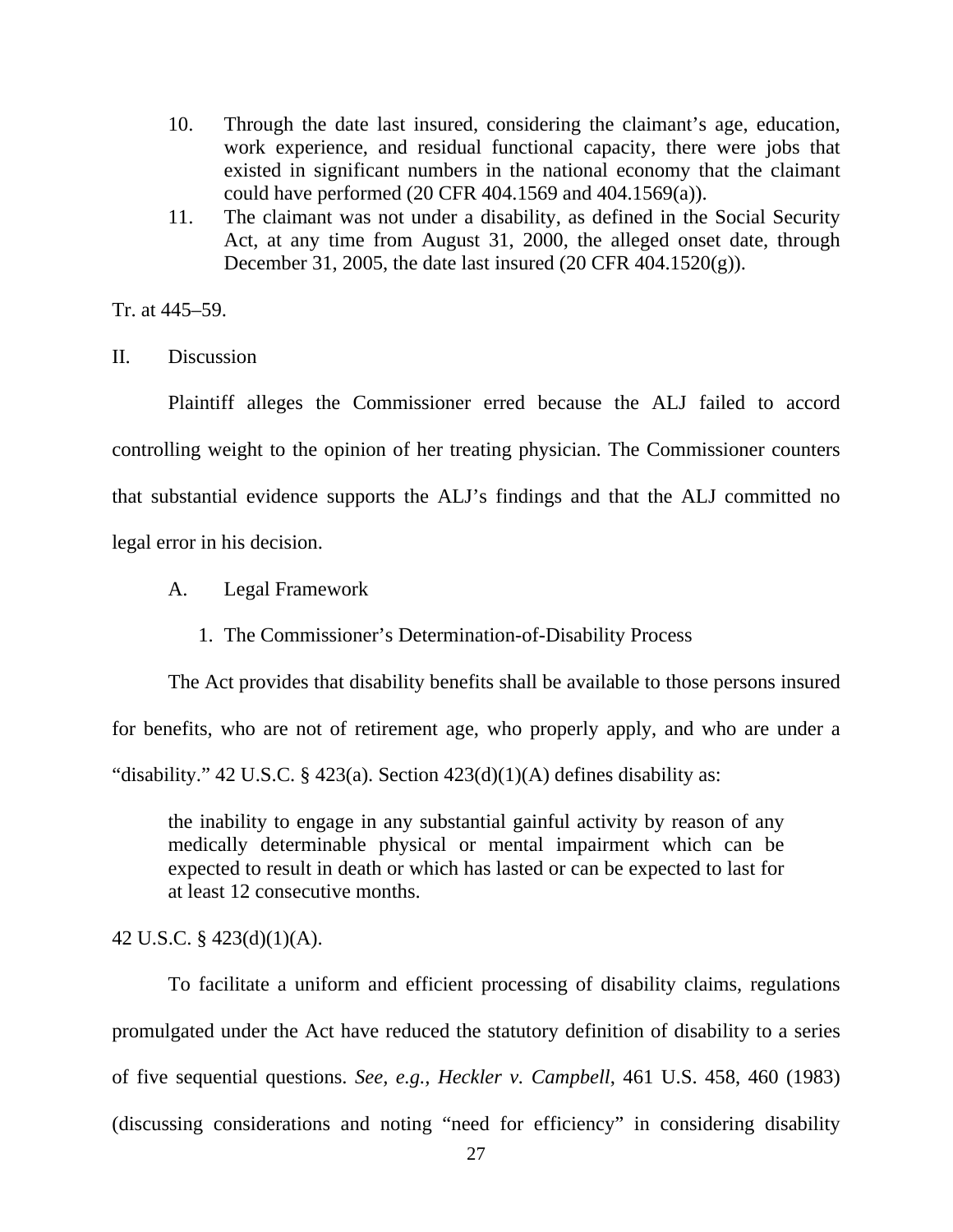10. Through the date last insured, considering the claimant's age, education, work experience, and residual functional capacity, there were jobs that existed in significant numbers in the national economy that the claimant could have performed (20 CFR 404.1569 and 404.1569(a)).
11. The claimant was not under a disability, as defined in the Social Security Act, at any time from August 31, 2000, the alleged onset date, through December 31, 2005, the date last insured (20 CFR 404.1520(g)).

Tr. at 445–59.

## II. Discussion

Plaintiff alleges the Commissioner erred because the ALJ failed to accord controlling weight to the opinion of her treating physician. The Commissioner counters that substantial evidence supports the ALJ's findings and that the ALJ committed no legal error in his decision.

### A. Legal Framework

#### 1. The Commissioner's Determination-of-Disability Process

The Act provides that disability benefits shall be available to those persons insured for benefits, who are not of retirement age, who properly apply, and who are under a "disability." 42 U.S.C. § 423(a). Section 423(d)(1)(A) defines disability as:

> the inability to engage in any substantial gainful activity by reason of any medically determinable physical or mental impairment which can be expected to result in death or which has lasted or can be expected to last for at least 12 consecutive months.

42 U.S.C. § 423(d)(1)(A).

To facilitate a uniform and efficient processing of disability claims, regulations promulgated under the Act have reduced the statutory definition of disability to a series of five sequential questions. *See, e.g., Heckler v. Campbell*, 461 U.S. 458, 460 (1983) (discussing considerations and noting "need for efficiency" in considering disability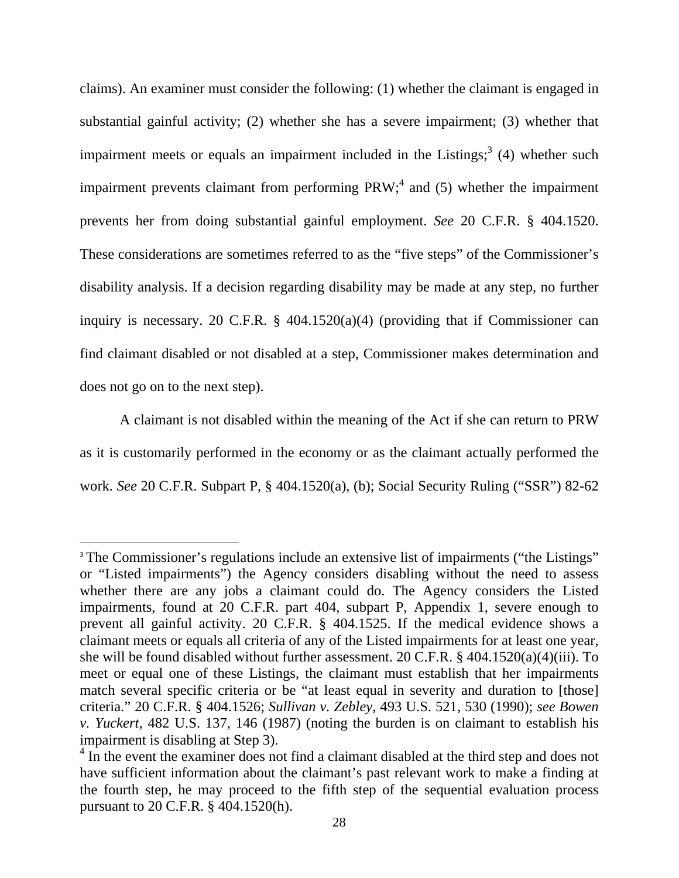claims). An examiner must consider the following: (1) whether the claimant is engaged in substantial gainful activity; (2) whether she has a severe impairment; (3) whether that impairment meets or equals an impairment included in the Listings;[3] (4) whether such impairment prevents claimant from performing PRW;[4] and (5) whether the impairment prevents her from doing substantial gainful employment. *See* 20 C.F.R. § 404.1520. These considerations are sometimes referred to as the "five steps" of the Commissioner's disability analysis. If a decision regarding disability may be made at any step, no further inquiry is necessary. 20 C.F.R. § 404.1520(a)(4) (providing that if Commissioner can find claimant disabled or not disabled at a step, Commissioner makes determination and does not go on to the next step).

A claimant is not disabled within the meaning of the Act if she can return to PRW as it is customarily performed in the economy or as the claimant actually performed the work. *See* 20 C.F.R. Subpart P, § 404.1520(a), (b); Social Security Ruling ("SSR") 82-62

---

[3] The Commissioner's regulations include an extensive list of impairments ("the Listings" or "Listed impairments") the Agency considers disabling without the need to assess whether there are any jobs a claimant could do. The Agency considers the Listed impairments, found at 20 C.F.R. part 404, subpart P, Appendix 1, severe enough to prevent all gainful activity. 20 C.F.R. § 404.1525. If the medical evidence shows a claimant meets or equals all criteria of any of the Listed impairments for at least one year, she will be found disabled without further assessment. 20 C.F.R. § 404.1520(a)(4)(iii). To meet or equal one of these Listings, the claimant must establish that her impairments match several specific criteria or be "at least equal in severity and duration to [those] criteria." 20 C.F.R. § 404.1526; *Sullivan v. Zebley*, 493 U.S. 521, 530 (1990); *see Bowen v. Yuckert*, 482 U.S. 137, 146 (1987) (noting the burden is on claimant to establish his impairment is disabling at Step 3).

[4] In the event the examiner does not find a claimant disabled at the third step and does not have sufficient information about the claimant's past relevant work to make a finding at the fourth step, he may proceed to the fifth step of the sequential evaluation process pursuant to 20 C.F.R. § 404.1520(h).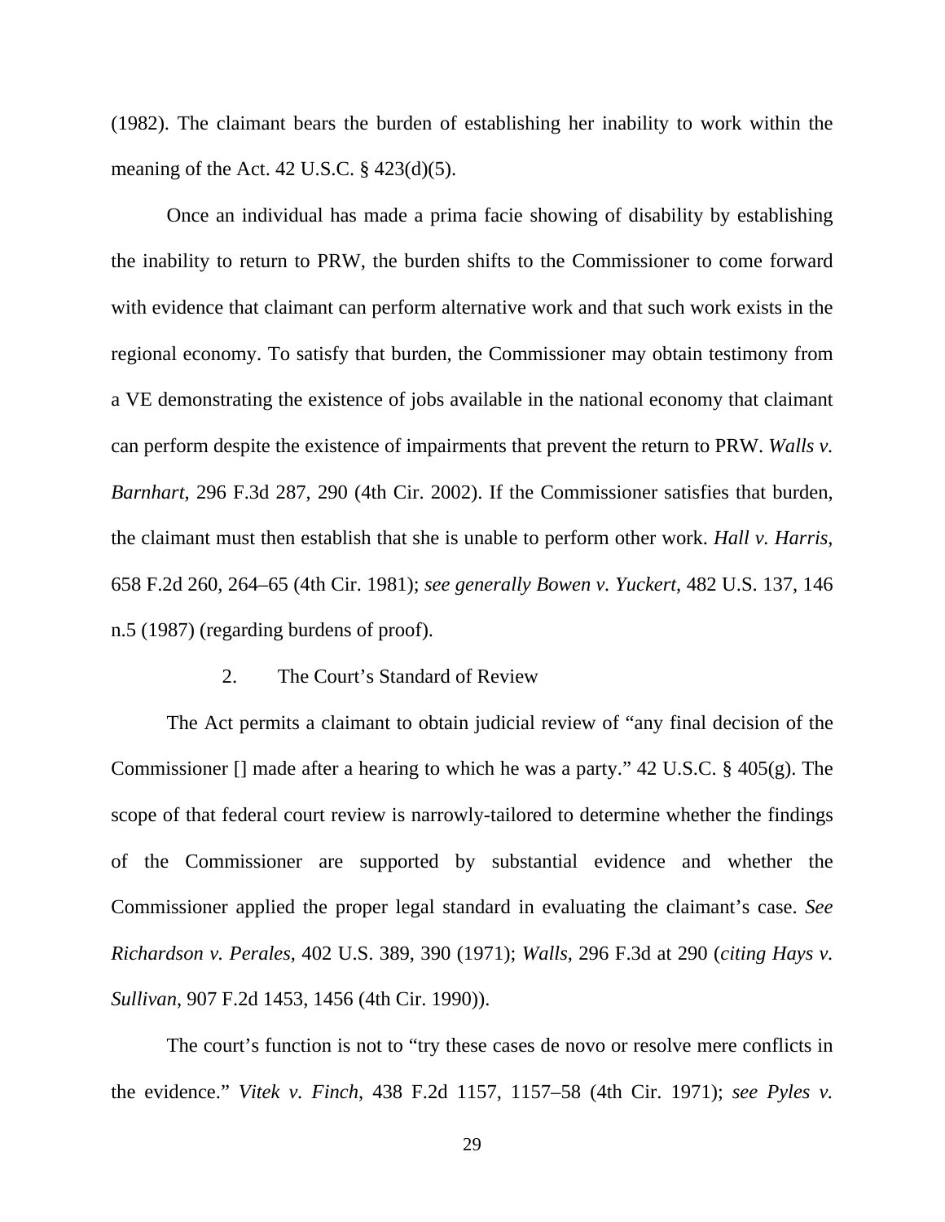(1982). The claimant bears the burden of establishing her inability to work within the meaning of the Act. 42 U.S.C. § 423(d)(5).

Once an individual has made a prima facie showing of disability by establishing the inability to return to PRW, the burden shifts to the Commissioner to come forward with evidence that claimant can perform alternative work and that such work exists in the regional economy. To satisfy that burden, the Commissioner may obtain testimony from a VE demonstrating the existence of jobs available in the national economy that claimant can perform despite the existence of impairments that prevent the return to PRW. *Walls v. Barnhart*, 296 F.3d 287, 290 (4th Cir. 2002). If the Commissioner satisfies that burden, the claimant must then establish that she is unable to perform other work. *Hall v. Harris*, 658 F.2d 260, 264–65 (4th Cir. 1981); *see generally Bowen v. Yuckert*, 482 U.S. 137, 146 n.5 (1987) (regarding burdens of proof).

2. The Court's Standard of Review

The Act permits a claimant to obtain judicial review of "any final decision of the Commissioner [] made after a hearing to which he was a party." 42 U.S.C. § 405(g). The scope of that federal court review is narrowly-tailored to determine whether the findings of the Commissioner are supported by substantial evidence and whether the Commissioner applied the proper legal standard in evaluating the claimant's case. *See Richardson v. Perales*, 402 U.S. 389, 390 (1971); *Walls*, 296 F.3d at 290 (*citing Hays v. Sullivan*, 907 F.2d 1453, 1456 (4th Cir. 1990)).

The court's function is not to "try these cases de novo or resolve mere conflicts in the evidence." *Vitek v. Finch*, 438 F.2d 1157, 1157–58 (4th Cir. 1971); *see Pyles v.*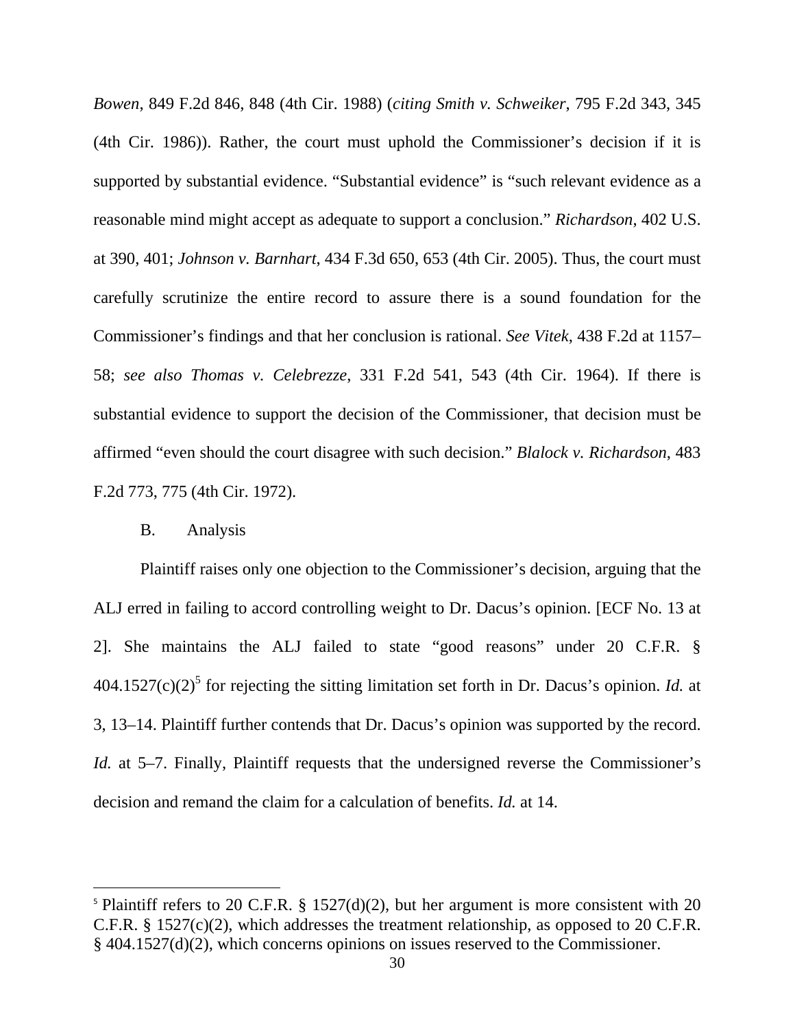*Bowen*, 849 F.2d 846, 848 (4th Cir. 1988) (*citing Smith v. Schweiker*, 795 F.2d 343, 345 (4th Cir. 1986)). Rather, the court must uphold the Commissioner's decision if it is supported by substantial evidence. "Substantial evidence" is "such relevant evidence as a reasonable mind might accept as adequate to support a conclusion." *Richardson*, 402 U.S. at 390, 401; *Johnson v. Barnhart*, 434 F.3d 650, 653 (4th Cir. 2005). Thus, the court must carefully scrutinize the entire record to assure there is a sound foundation for the Commissioner's findings and that her conclusion is rational. *See Vitek*, 438 F.2d at 1157–58; *see also Thomas v. Celebrezze*, 331 F.2d 541, 543 (4th Cir. 1964). If there is substantial evidence to support the decision of the Commissioner, that decision must be affirmed "even should the court disagree with such decision." *Blalock v. Richardson*, 483 F.2d 773, 775 (4th Cir. 1972).

B. Analysis

Plaintiff raises only one objection to the Commissioner's decision, arguing that the ALJ erred in failing to accord controlling weight to Dr. Dacus's opinion. [ECF No. 13 at 2]. She maintains the ALJ failed to state "good reasons" under 20 C.F.R. § 404.1527(c)(2)[5] for rejecting the sitting limitation set forth in Dr. Dacus's opinion. *Id.* at 3, 13–14. Plaintiff further contends that Dr. Dacus's opinion was supported by the record. *Id.* at 5–7. Finally, Plaintiff requests that the undersigned reverse the Commissioner's decision and remand the claim for a calculation of benefits. *Id.* at 14.

[5] Plaintiff refers to 20 C.F.R. § 1527(d)(2), but her argument is more consistent with 20 C.F.R. § 1527(c)(2), which addresses the treatment relationship, as opposed to 20 C.F.R. § 404.1527(d)(2), which concerns opinions on issues reserved to the Commissioner.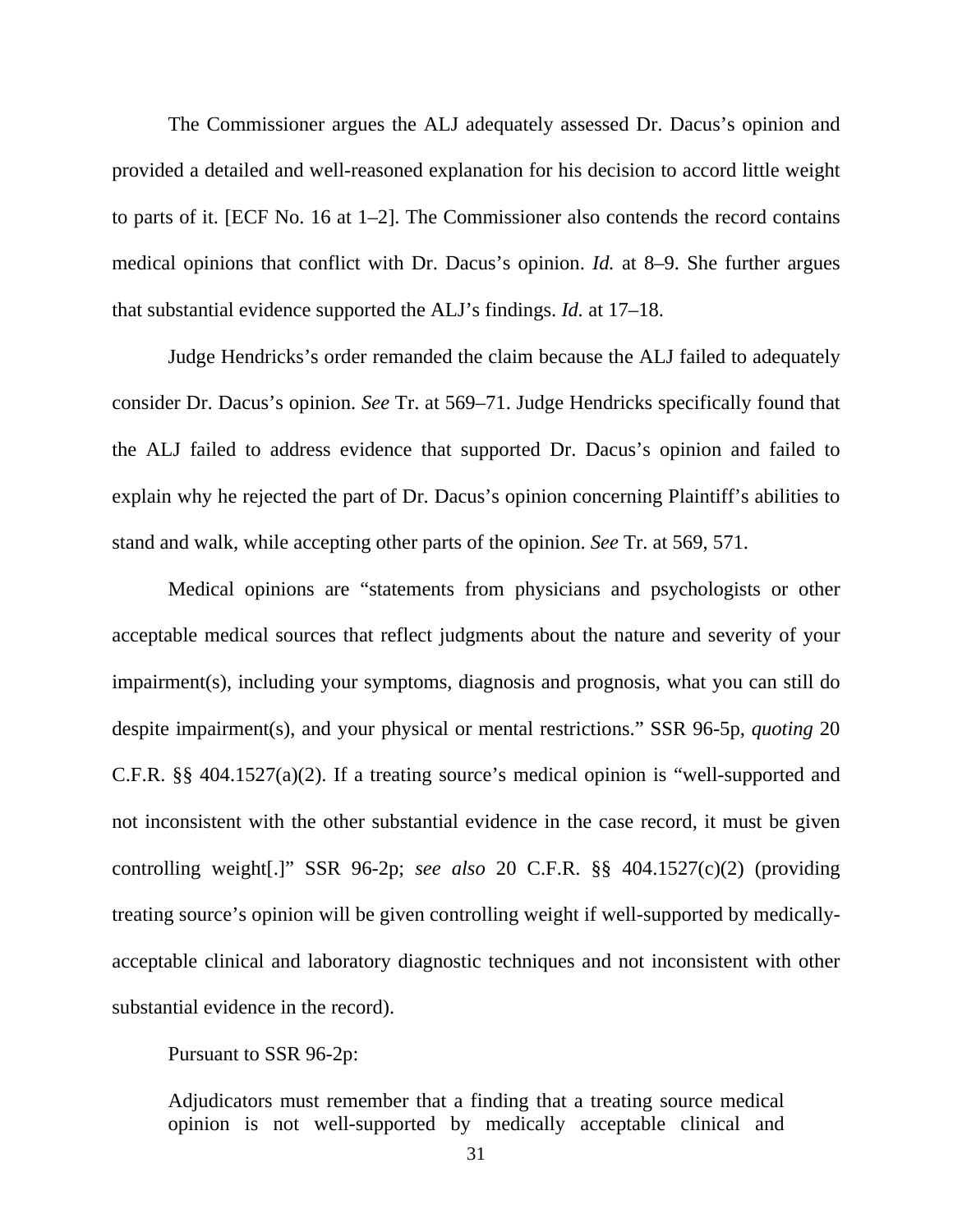The Commissioner argues the ALJ adequately assessed Dr. Dacus's opinion and provided a detailed and well-reasoned explanation for his decision to accord little weight to parts of it. [ECF No. 16 at 1–2]. The Commissioner also contends the record contains medical opinions that conflict with Dr. Dacus's opinion. *Id.* at 8–9. She further argues that substantial evidence supported the ALJ's findings. *Id.* at 17–18.

Judge Hendricks's order remanded the claim because the ALJ failed to adequately consider Dr. Dacus's opinion. *See* Tr. at 569–71. Judge Hendricks specifically found that the ALJ failed to address evidence that supported Dr. Dacus's opinion and failed to explain why he rejected the part of Dr. Dacus's opinion concerning Plaintiff's abilities to stand and walk, while accepting other parts of the opinion. *See* Tr. at 569, 571.

Medical opinions are "statements from physicians and psychologists or other acceptable medical sources that reflect judgments about the nature and severity of your impairment(s), including your symptoms, diagnosis and prognosis, what you can still do despite impairment(s), and your physical or mental restrictions." SSR 96-5p, *quoting* 20 C.F.R. §§ 404.1527(a)(2). If a treating source's medical opinion is "well-supported and not inconsistent with the other substantial evidence in the case record, it must be given controlling weight[.]" SSR 96-2p; *see also* 20 C.F.R. §§ 404.1527(c)(2) (providing treating source's opinion will be given controlling weight if well-supported by medically-acceptable clinical and laboratory diagnostic techniques and not inconsistent with other substantial evidence in the record).

Pursuant to SSR 96-2p:

> Adjudicators must remember that a finding that a treating source medical opinion is not well-supported by medically acceptable clinical and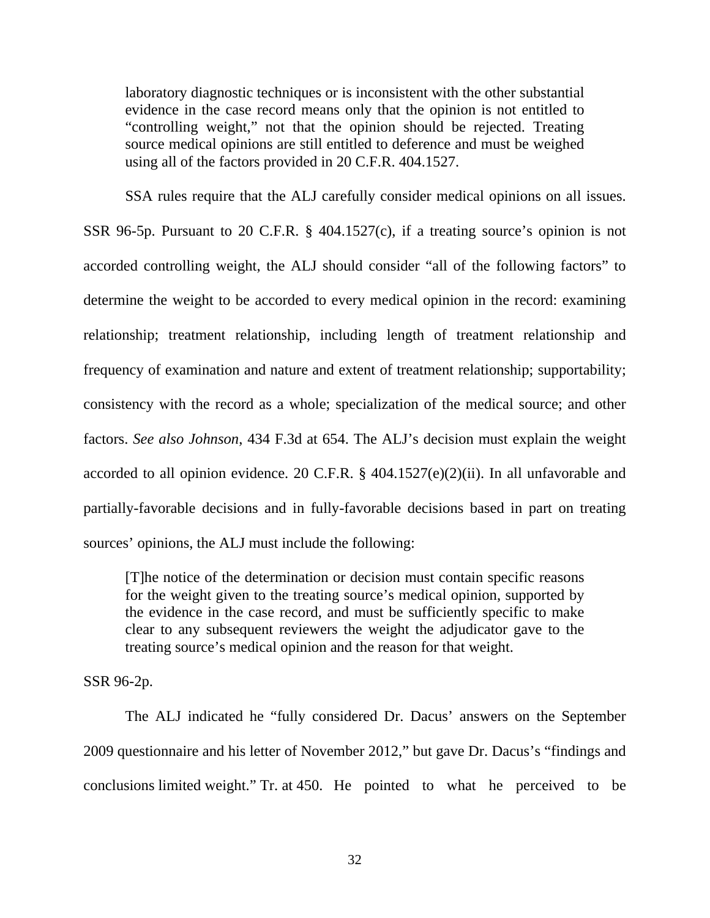> laboratory diagnostic techniques or is inconsistent with the other substantial evidence in the case record means only that the opinion is not entitled to "controlling weight," not that the opinion should be rejected. Treating source medical opinions are still entitled to deference and must be weighed using all of the factors provided in 20 C.F.R. 404.1527.

SSA rules require that the ALJ carefully consider medical opinions on all issues. SSR 96-5p. Pursuant to 20 C.F.R. § 404.1527(c), if a treating source's opinion is not accorded controlling weight, the ALJ should consider "all of the following factors" to determine the weight to be accorded to every medical opinion in the record: examining relationship; treatment relationship, including length of treatment relationship and frequency of examination and nature and extent of treatment relationship; supportability; consistency with the record as a whole; specialization of the medical source; and other factors. *See also Johnson*, 434 F.3d at 654. The ALJ's decision must explain the weight accorded to all opinion evidence. 20 C.F.R. § 404.1527(e)(2)(ii). In all unfavorable and partially-favorable decisions and in fully-favorable decisions based in part on treating sources' opinions, the ALJ must include the following:

> [T]he notice of the determination or decision must contain specific reasons for the weight given to the treating source's medical opinion, supported by the evidence in the case record, and must be sufficiently specific to make clear to any subsequent reviewers the weight the adjudicator gave to the treating source's medical opinion and the reason for that weight.

SSR 96-2p.

The ALJ indicated he "fully considered Dr. Dacus' answers on the September 2009 questionnaire and his letter of November 2012," but gave Dr. Dacus's "findings and conclusions limited weight." Tr. at 450. He pointed to what he perceived to be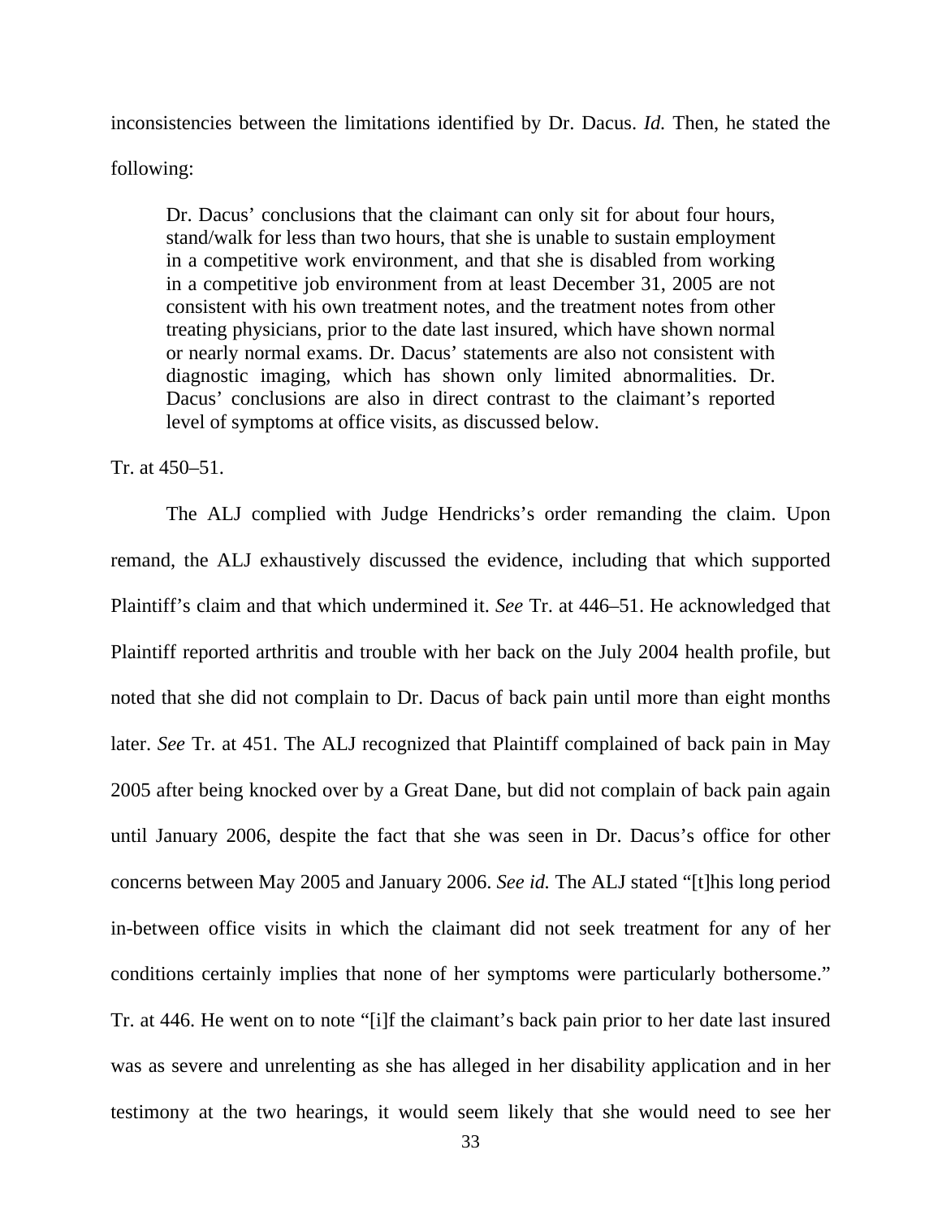inconsistencies between the limitations identified by Dr. Dacus. *Id.* Then, he stated the following:

> Dr. Dacus' conclusions that the claimant can only sit for about four hours, stand/walk for less than two hours, that she is unable to sustain employment in a competitive work environment, and that she is disabled from working in a competitive job environment from at least December 31, 2005 are not consistent with his own treatment notes, and the treatment notes from other treating physicians, prior to the date last insured, which have shown normal or nearly normal exams. Dr. Dacus' statements are also not consistent with diagnostic imaging, which has shown only limited abnormalities. Dr. Dacus' conclusions are also in direct contrast to the claimant's reported level of symptoms at office visits, as discussed below.

Tr. at 450–51.

The ALJ complied with Judge Hendricks's order remanding the claim. Upon remand, the ALJ exhaustively discussed the evidence, including that which supported Plaintiff's claim and that which undermined it. *See* Tr. at 446–51. He acknowledged that Plaintiff reported arthritis and trouble with her back on the July 2004 health profile, but noted that she did not complain to Dr. Dacus of back pain until more than eight months later. *See* Tr. at 451. The ALJ recognized that Plaintiff complained of back pain in May 2005 after being knocked over by a Great Dane, but did not complain of back pain again until January 2006, despite the fact that she was seen in Dr. Dacus's office for other concerns between May 2005 and January 2006. *See id.* The ALJ stated "[t]his long period in-between office visits in which the claimant did not seek treatment for any of her conditions certainly implies that none of her symptoms were particularly bothersome." Tr. at 446. He went on to note "[i]f the claimant's back pain prior to her date last insured was as severe and unrelenting as she has alleged in her disability application and in her testimony at the two hearings, it would seem likely that she would need to see her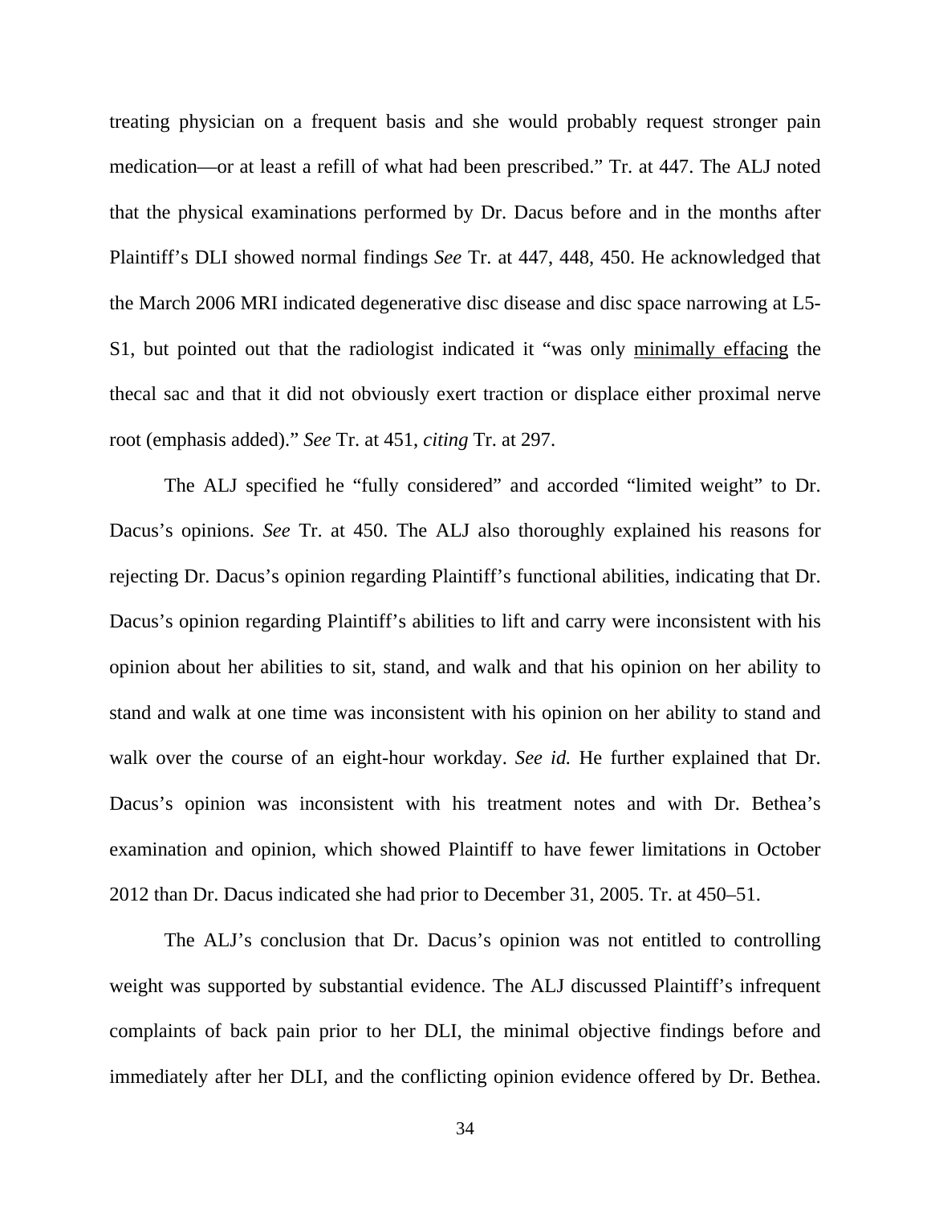treating physician on a frequent basis and she would probably request stronger pain medication—or at least a refill of what had been prescribed." Tr. at 447. The ALJ noted that the physical examinations performed by Dr. Dacus before and in the months after Plaintiff's DLI showed normal findings *See* Tr. at 447, 448, 450. He acknowledged that the March 2006 MRI indicated degenerative disc disease and disc space narrowing at L5-S1, but pointed out that the radiologist indicated it "was only <u>minimally effacing</u> the thecal sac and that it did not obviously exert traction or displace either proximal nerve root (emphasis added)." *See* Tr. at 451, *citing* Tr. at 297.

The ALJ specified he "fully considered" and accorded "limited weight" to Dr. Dacus's opinions. *See* Tr. at 450. The ALJ also thoroughly explained his reasons for rejecting Dr. Dacus's opinion regarding Plaintiff's functional abilities, indicating that Dr. Dacus's opinion regarding Plaintiff's abilities to lift and carry were inconsistent with his opinion about her abilities to sit, stand, and walk and that his opinion on her ability to stand and walk at one time was inconsistent with his opinion on her ability to stand and walk over the course of an eight-hour workday. *See id.* He further explained that Dr. Dacus's opinion was inconsistent with his treatment notes and with Dr. Bethea's examination and opinion, which showed Plaintiff to have fewer limitations in October 2012 than Dr. Dacus indicated she had prior to December 31, 2005. Tr. at 450–51.

The ALJ's conclusion that Dr. Dacus's opinion was not entitled to controlling weight was supported by substantial evidence. The ALJ discussed Plaintiff's infrequent complaints of back pain prior to her DLI, the minimal objective findings before and immediately after her DLI, and the conflicting opinion evidence offered by Dr. Bethea.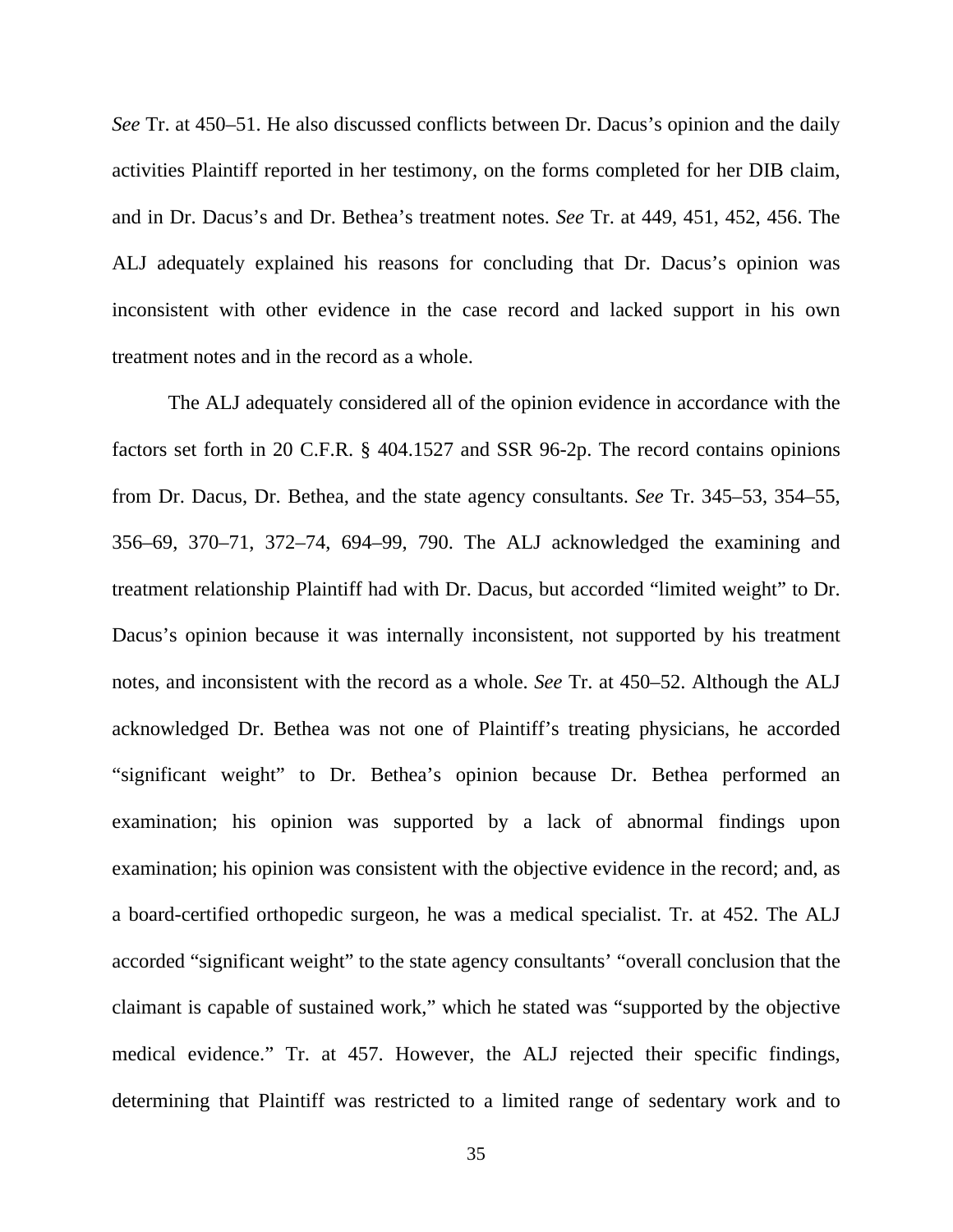*See* Tr. at 450–51. He also discussed conflicts between Dr. Dacus's opinion and the daily activities Plaintiff reported in her testimony, on the forms completed for her DIB claim, and in Dr. Dacus's and Dr. Bethea's treatment notes. *See* Tr. at 449, 451, 452, 456. The ALJ adequately explained his reasons for concluding that Dr. Dacus's opinion was inconsistent with other evidence in the case record and lacked support in his own treatment notes and in the record as a whole.

The ALJ adequately considered all of the opinion evidence in accordance with the factors set forth in 20 C.F.R. § 404.1527 and SSR 96-2p. The record contains opinions from Dr. Dacus, Dr. Bethea, and the state agency consultants. *See* Tr. 345–53, 354–55, 356–69, 370–71, 372–74, 694–99, 790. The ALJ acknowledged the examining and treatment relationship Plaintiff had with Dr. Dacus, but accorded "limited weight" to Dr. Dacus's opinion because it was internally inconsistent, not supported by his treatment notes, and inconsistent with the record as a whole. *See* Tr. at 450–52. Although the ALJ acknowledged Dr. Bethea was not one of Plaintiff's treating physicians, he accorded "significant weight" to Dr. Bethea's opinion because Dr. Bethea performed an examination; his opinion was supported by a lack of abnormal findings upon examination; his opinion was consistent with the objective evidence in the record; and, as a board-certified orthopedic surgeon, he was a medical specialist. Tr. at 452. The ALJ accorded "significant weight" to the state agency consultants' "overall conclusion that the claimant is capable of sustained work," which he stated was "supported by the objective medical evidence." Tr. at 457. However, the ALJ rejected their specific findings, determining that Plaintiff was restricted to a limited range of sedentary work and to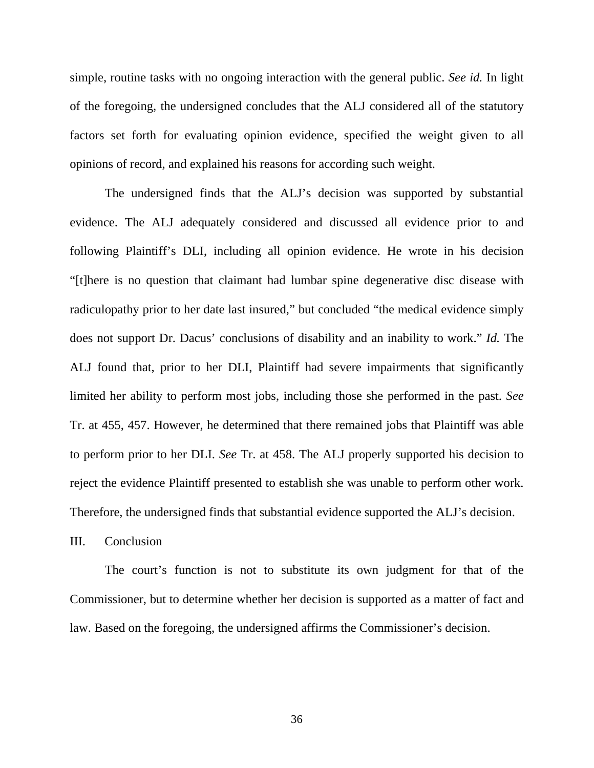simple, routine tasks with no ongoing interaction with the general public. *See id.* In light of the foregoing, the undersigned concludes that the ALJ considered all of the statutory factors set forth for evaluating opinion evidence, specified the weight given to all opinions of record, and explained his reasons for according such weight.

The undersigned finds that the ALJ's decision was supported by substantial evidence. The ALJ adequately considered and discussed all evidence prior to and following Plaintiff's DLI, including all opinion evidence. He wrote in his decision "[t]here is no question that claimant had lumbar spine degenerative disc disease with radiculopathy prior to her date last insured," but concluded "the medical evidence simply does not support Dr. Dacus' conclusions of disability and an inability to work." *Id.* The ALJ found that, prior to her DLI, Plaintiff had severe impairments that significantly limited her ability to perform most jobs, including those she performed in the past. *See* Tr. at 455, 457. However, he determined that there remained jobs that Plaintiff was able to perform prior to her DLI. *See* Tr. at 458. The ALJ properly supported his decision to reject the evidence Plaintiff presented to establish she was unable to perform other work. Therefore, the undersigned finds that substantial evidence supported the ALJ's decision.

## III. Conclusion

The court's function is not to substitute its own judgment for that of the Commissioner, but to determine whether her decision is supported as a matter of fact and law. Based on the foregoing, the undersigned affirms the Commissioner's decision.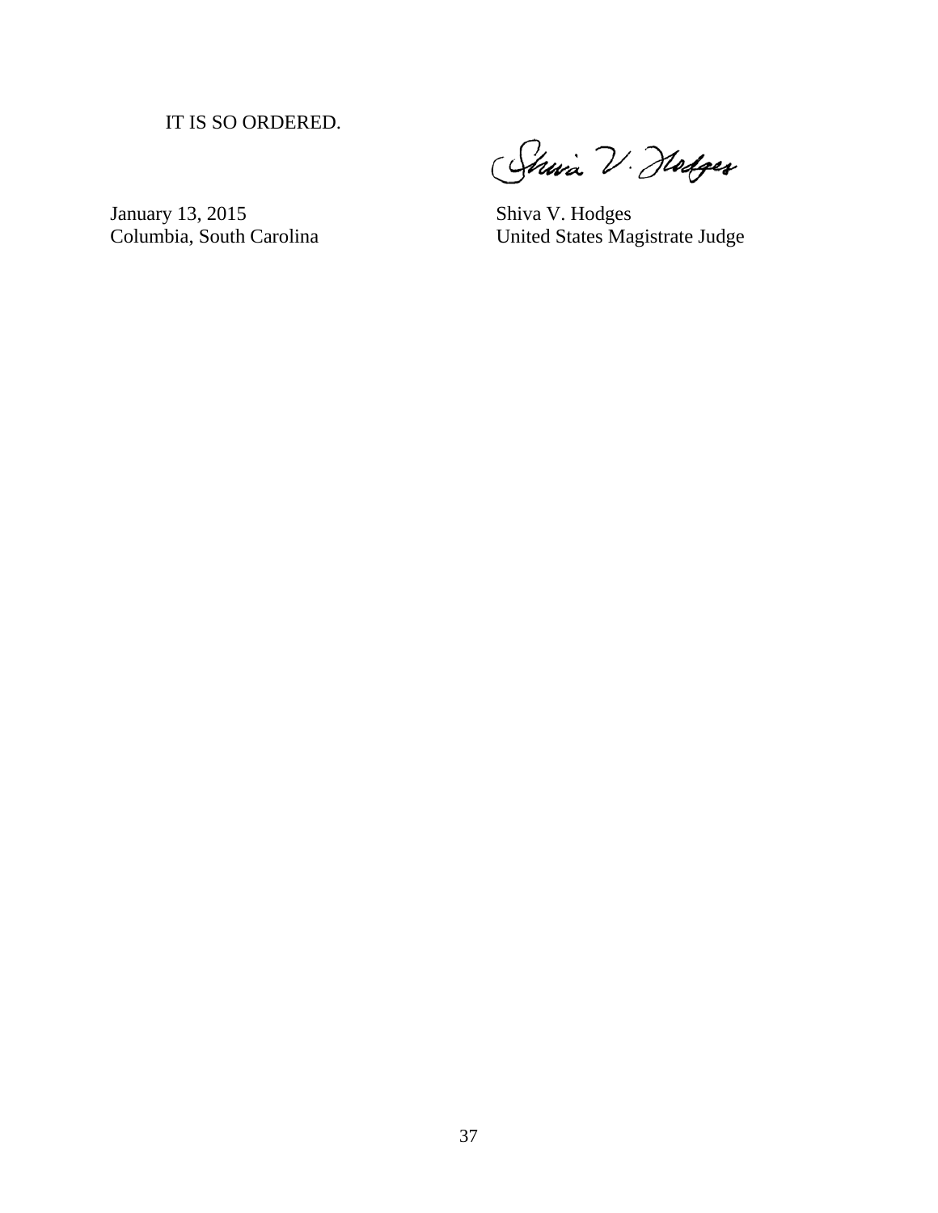IT IS SO ORDERED.

January 13, 2015
Columbia, South Carolina

Shiva V. Hodges
United States Magistrate Judge